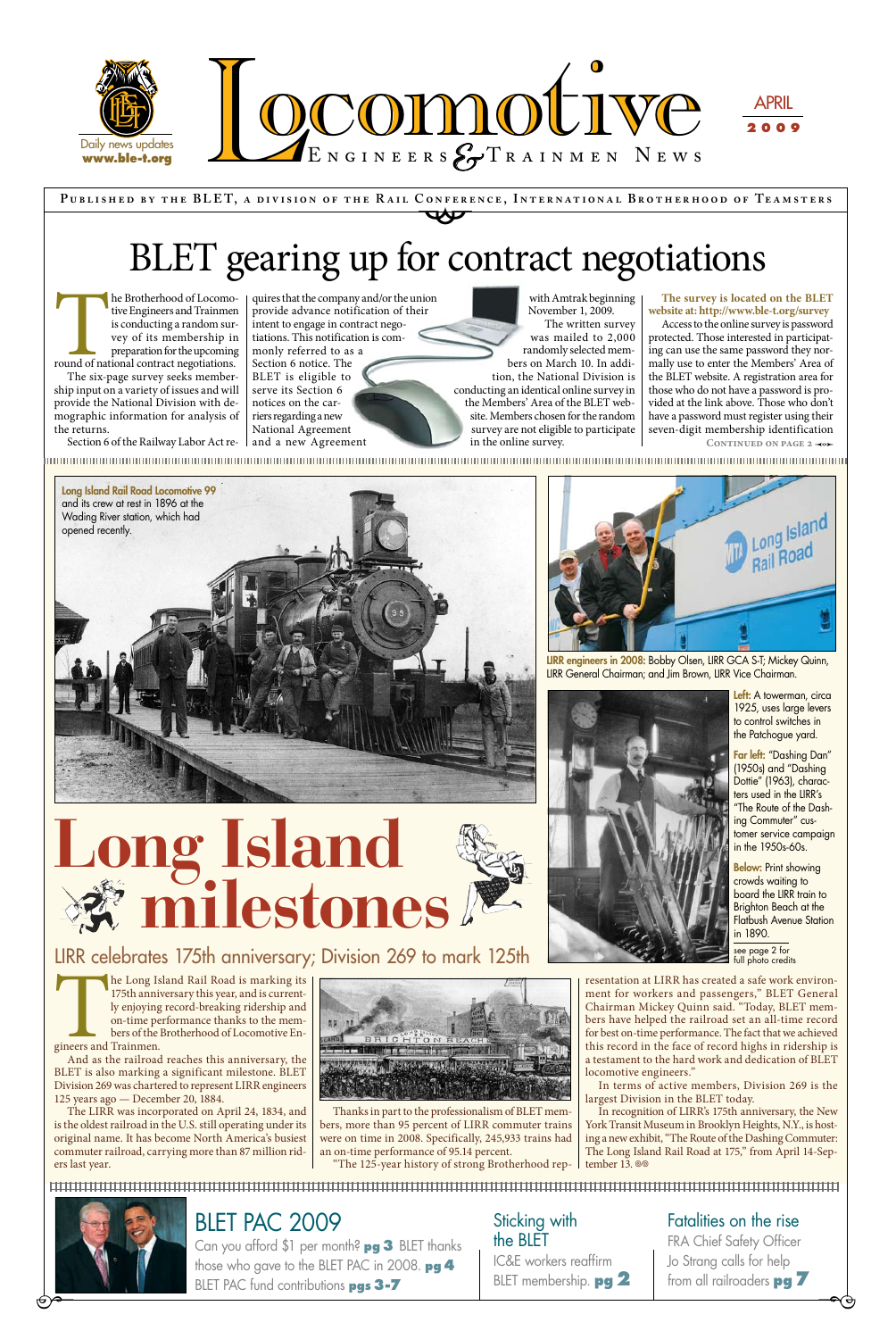Daily news updates
**www.ble-t.org**

# Locomotive Engineers & Trainmen News

APRIL
**2009**

Published by the BLET, a division of the Rail Conference, International Brotherhood of Teamsters

# BLET gearing up for contract negotiations

The Brotherhood of Locomotive Engineers and Trainmen is conducting a random survey of its membership in preparation for the upcoming round of national contract negotiations.

The six-page survey seeks membership input on a variety of issues and will provide the National Division with demographic information for analysis of the returns.

Section 6 of the Railway Labor Act requires that the company and/or the union provide advance notification of their intent to engage in contract negotiations. This notification is commonly referred to as a Section 6 notice. The BLET is eligible to serve its Section 6 notices on the carriers regarding a new National Agreement and a new Agreement with Amtrak beginning November 1, 2009.

The written survey was mailed to 2,000 randomly selected members on March 10. In addition, the National Division is conducting an identical online survey in the Members' Area of the BLET website. Members chosen for the random survey are not eligible to participate in the online survey.

**The survey is located on the BLET website at: http://www.ble-t.org/survey**

Access to the online survey is password protected. Those interested in participating can use the same password they normally use to enter the Members' Area of the BLET website. A registration area for those who do not have a password is provided at the link above. Those who don't have a password must register using their seven-digit membership identification

Continued on page 2

**Long Island Rail Road Locomotive 99** and its crew at rest in 1896 at the Wading River station, which had opened recently.

**LIRR engineers in 2008:** Bobby Olsen, LIRR GCA S-T; Mickey Quinn, LIRR General Chairman; and Jim Brown, LIRR Vice Chairman.

**Left:** A towerman, circa 1925, uses large levers to control switches in the Patchogue yard.

**Far left:** "Dashing Dan" (1950s) and "Dashing Dottie" (1963), characters used in the LIRR's "The Route of the Dashing Commuter" customer service campaign in the 1950s-60s.

**Below:** Print showing crowds waiting to board the LIRR train to Brighton Beach at the Flatbush Avenue Station in 1890.

see page 2 for full photo credits

# Long Island milestones

## LIRR celebrates 175th anniversary; Division 269 to mark 125th

The Long Island Rail Road is marking its 175th anniversary this year, and is currently enjoying record-breaking ridership and on-time performance thanks to the members of the Brotherhood of Locomotive Engineers and Trainmen.

And as the railroad reaches this anniversary, the BLET is also marking a significant milestone. BLET Division 269 was chartered to represent LIRR engineers 125 years ago — December 20, 1884.

The LIRR was incorporated on April 24, 1834, and is the oldest railroad in the U.S. still operating under its original name. It has become North America's busiest commuter railroad, carrying more than 87 million riders last year.

Thanks in part to the professionalism of BLET members, more than 95 percent of LIRR commuter trains were on time in 2008. Specifically, 245,933 trains had an on-time performance of 95.14 percent.

"The 125-year history of strong Brotherhood representation at LIRR has created a safe work environment for workers and passengers," BLET General Chairman Mickey Quinn said. "Today, BLET members have helped the railroad set an all-time record for best on-time performance. The fact that we achieved this record in the face of record highs in ridership is a testament to the hard work and dedication of BLET locomotive engineers."

In terms of active members, Division 269 is the largest Division in the BLET today.

In recognition of LIRR's 175th anniversary, the New York Transit Museum in Brooklyn Heights, N.Y., is hosting a new exhibit, "The Route of the Dashing Commuter: The Long Island Rail Road at 175," from April 14-September 13.

## BLET PAC 2009

Can you afford $1 per month? **pg 3** BLET thanks those who gave to the BLET PAC in 2008. **pg 4** BLET PAC fund contributions **pgs 3-7**

## Sticking with the BLET

IC&E workers reaffirm BLET membership. **pg 2**

## Fatalities on the rise

FRA Chief Safety Officer Jo Strang calls for help from all railroaders **pg 7**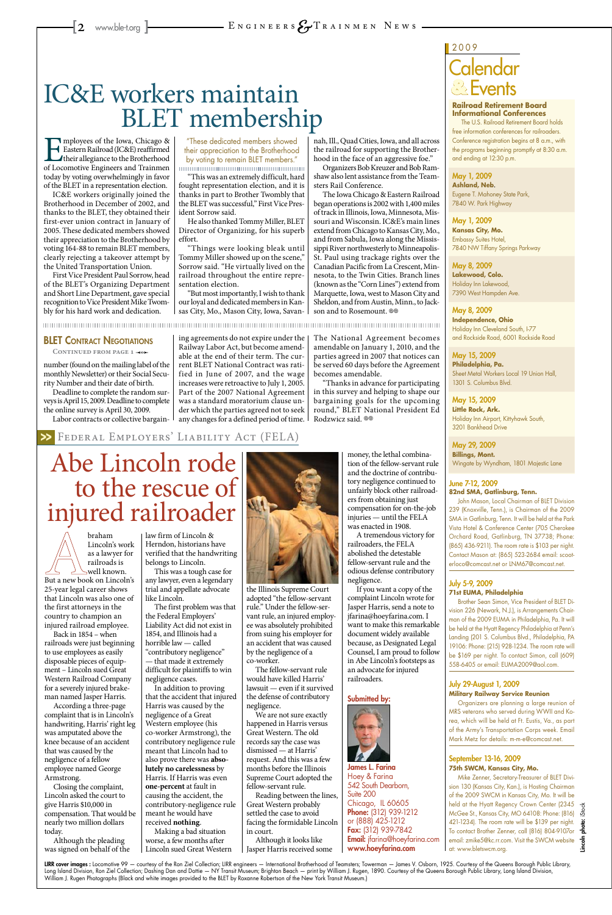# IC&E workers maintain BLET membership

Employees of the Iowa, Chicago & Eastern Railroad (IC&E) reaffirmed their allegiance to the Brotherhood of Locomotive Engineers and Trainmen today by voting overwhelmingly in favor of the BLET in a representation election.

IC&E workers originally joined the Brotherhood in December of 2002, and thanks to the BLET, they obtained their first-ever union contract in January of 2005. These dedicated members showed their appreciation to the Brotherhood by voting 164-88 to remain BLET members, clearly rejecting a takeover attempt by the United Transportation Union.

First Vice President Paul Sorrow, head of the BLET's Organizing Department and Short Line Department, gave special recognition to Vice President Mike Twombly for his hard work and dedication.

> "These dedicated members showed their appreciation to the Brotherhood by voting to remain BLET members."

"This was an extremely difficult, hard fought representation election, and it is thanks in part to Brother Twombly that the BLET was successful," First Vice President Sorrow said.

He also thanked Tommy Miller, BLET Director of Organizing, for his superb effort.

"Things were looking bleak until Tommy Miller showed up on the scene," Sorrow said. "He virtually lived on the railroad throughout the entire representation election.

"But most importantly, I wish to thank our loyal and dedicated members in Kansas City, Mo., Mason City, Iowa, Savannah, Ill., Quad Cities, Iowa, and all across the railroad for supporting the Brotherhood in the face of an aggressive foe."

Organizers Bob Kreuzer and Bob Ramshaw also lent assistance from the Teamsters Rail Conference.

The Iowa Chicago & Eastern Railroad began operations is 2002 with 1,400 miles of track in Illinois, Iowa, Minnesota, Missouri and Wisconsin. IC&E's main lines extend from Chicago to Kansas City, Mo., and from Sabula, Iowa along the Mississippi River northwesterly to Minneapolis-St. Paul using trackage rights over the Canadian Pacific from La Crescent, Minnesota, to the Twin Cities. Branch lines (known as the "Corn Lines") extend from Marquette, Iowa, west to Mason City and Sheldon, and from Austin, Minn., to Jackson and to Rosemount.

## BLET Contract Negotiations

CONTINUED FROM PAGE 1

number (found on the mailing label of the monthly Newsletter) or their Social Security Number and their date of birth.

Deadline to complete the random surveys is April 15, 2009. Deadline to complete the online survey is April 30, 2009.

Labor contracts or collective bargaining agreements do not expire under the Railway Labor Act, but become amendable at the end of their term. The current BLET National Contract was ratified in June of 2007, and the wage increases were retroactive to July 1, 2005. Part of the 2007 National Agreement was a standard moratorium clause under which the parties agreed not to seek any changes for a defined period of time. The National Agreement becomes amendable on January 1, 2010, and the parties agreed in 2007 that notices can be served 60 days before the Agreement becomes amendable.

"Thanks in advance for participating in this survey and helping to shape our bargaining goals for the upcoming round," BLET National President Ed Rodzwicz said.

>> FEDERAL EMPLOYERS' LIABILITY ACT (FELA)

# Abe Lincoln rode to the rescue of injured railroader

Abraham Lincoln's work as a lawyer for railroads is well known. But a new book on Lincoln's 25-year legal career shows that Lincoln was also one of the first attorneys in the country to champion an injured railroad employee.

Back in 1854 – when railroads were just beginning to use employees as easily disposable pieces of equipment – Lincoln sued Great Western Railroad Company for a severely injured brakeman named Jasper Harris.

According a three-page complaint that is in Lincoln's handwriting, Harris' right leg was amputated above the knee because of an accident that was caused by the negligence of a fellow employee named George Armstrong.

Closing the complaint, Lincoln asked the court to give Harris $10,000 in compensation. That would be nearly two million dollars today.

Although the pleading was signed on behalf of the law firm of Lincoln & Herndon, historians have verified that the handwriting belongs to Lincoln.

This was a tough case for any lawyer, even a legendary trial and appellate advocate like Lincoln.

The first problem was that the Federal Employers' Liability Act did not exist in 1854, and Illinois had a horrible law — called "contributory negligence" — that made it extremely difficult for plaintiffs to win negligence cases.

In addition to proving that the accident that injured Harris was caused by the negligence of a Great Western employee (his co-worker Armstrong), the contributory negligence rule meant that Lincoln had to also prove there was **absolutely no carelessness** by Harris. If Harris was even **one-percent** at fault in causing the accident, the contributory-negligence rule meant he would have received **nothing**.

Making a bad situation worse, a few months after Lincoln sued Great Western the Illinois Supreme Court adopted "the fellow-servant rule." Under the fellow-servant rule, an injured employee was absolutely prohibited from suing his employer for an accident that was caused by the negligence of a co-worker.

The fellow-servant rule would have killed Harris' lawsuit — even if it survived the defense of contributory negligence.

We are not sure exactly happened in Harris versus Great Western. The old records say the case was dismissed — at Harris' request. And this was a few months before the Illinois Supreme Court adopted the fellow-servant rule.

Reading between the lines, Great Western probably settled the case to avoid facing the formidable Lincoln in court.

Although it looks like Jasper Harris received some money, the lethal combination of the fellow-servant rule and the doctrine of contributory negligence continued to unfairly block other railroaders from obtaining just compensation for on-the-job injuries — until the FELA was enacted in 1908.

A tremendous victory for railroaders, the FELA abolished the detestable fellow-servant rule and the odious defense contributory negligence.

If you want a copy of the complaint Lincoln wrote for Jasper Harris, send a note to jfarina@hoeyfarina.com. I want to make this remarkable document widely available because, as Designated Legal Counsel, I am proud to follow in Abe Lincoln's footsteps as an advocate for injured railroaders.

**Submitted by:**

**James L. Farina**
Hoey & Farina
542 South Dearborn,
Suite 200
Chicago, IL 60605
**Phone:** (312) 939-1212
or (888) 425-1212
**Fax:** (312) 939-7842
**Email:** jfarina@hoeyfarina.com
**www.hoeyfarina.com**

## 2009 Calendar & Events

### Railroad Retirement Board Informational Conferences

The U.S. Railroad Retirement Board holds free information conferences for railroaders. Conference registration begins at 8 a.m., with the programs beginning promptly at 8:30 a.m. and ending at 12:30 p.m.

**May 1, 2009**
**Ashland, Neb.**
Eugene T. Mahoney State Park,
7840 W. Park Highway

**May 1, 2009**
**Kansas City, Mo.**
Embassy Suites Hotel,
7840 NW Tiffany Springs Parkway

**May 8, 2009**
**Lakewood, Colo.**
Holiday Inn Lakewood,
7390 West Hampden Ave.

**May 8, 2009**
**Independence, Ohio**
Holiday Inn Cleveland South, I-77
and Rockside Road, 6001 Rockside Road

**May 15, 2009**
**Philadelphia, Pa.**
Sheet Metal Workers Local 19 Union Hall,
1301 S. Columbus Blvd.

**May 15, 2009**
**Little Rock, Ark.**
Holiday Inn Airport, Kittyhawk South,
3201 Bankhead Drive

**May 29, 2009**
**Billings, Mont.**
Wingate by Wyndham, 1801 Majestic Lane

**June 7-12, 2009**
**82nd SMA, Gatlinburg, Tenn.**
John Mason, Local Chairman of BLET Division 239 (Knoxville, Tenn.), is Chairman of the 2009 SMA in Gatlinburg, Tenn. It will be held at the Park Vista Hotel & Conference Center (705 Cherokee Orchard Road, Gatlinburg, TN 37738; Phone: (865) 436-9211). The room rate is $103 per night. Contact Mason at: (865) 523-2684 email: scooterlocco@comcast.net or LNM67@comcast.net.

**July 5-9, 2009**
**71st EUMA, Philadelphia**
Brother Sean Simon, Vice President of BLET Division 226 (Newark, N.J.), is Arrangements Chairman of the 2009 EUMA in Philadelphia, Pa. It will be held at the Hyatt Regency Philadelphia at Penn's Landing (201 S. Columbus Blvd., Philadelphia, PA 19106: Phone: (215) 928-1234. The room rate will be $169 per night. To contact Simon, call (609) 558-6405 or email: EUMA2009@aol.com.

**July 29-August 1, 2009**
**Military Railway Service Reunion**
Organizers are planning a large reunion of MRS veterans who served during WWII and Korea, which will be held at Ft. Eustis, Va., as part of the Army's Transportation Corps week. Email Mark Metz for details: m-m-e@comcast.net.

**September 13-16, 2009**
**75th SWCM, Kansas City, Mo.**
Mike Zenner, Secretary-Treasurer of BLET Division 130 (Kansas City, Kan.), is Hosting Chairman of the 2009 SWCM in Kansas City, Mo. It will be held at the Hyatt Regency Crown Center (2345 McGee St., Kansas City, MO 64108: Phone: (816) 421-1234). The room rate will be $139 per night. To contact Brother Zenner, call (816) 804-9107or email: zmike5@kc.rr.com. Visit the SWCM website at: www.bletswcm.org.

Lincoln photo: iStock

**LIRR cover images:** Locomotive 99 — courtesy of the Ron Ziel Collection; LIRR engineers — International Brotherhood of Teamsters; Towerman — James V. Osborn, 1925. Courtesy of the Queens Borough Public Library, Long Island Division, Ron Ziel Collection; Dashing Dan and Dottie — NY Transit Museum; Brighton Beach — print by William J. Rugen, 1890. Courtesy of the Queens Borough Public Library, Long Island Division, William J. Rugen Photographs (Black and white images provided to the BLET by Roxanne Robertson of the New York Transit Museum.)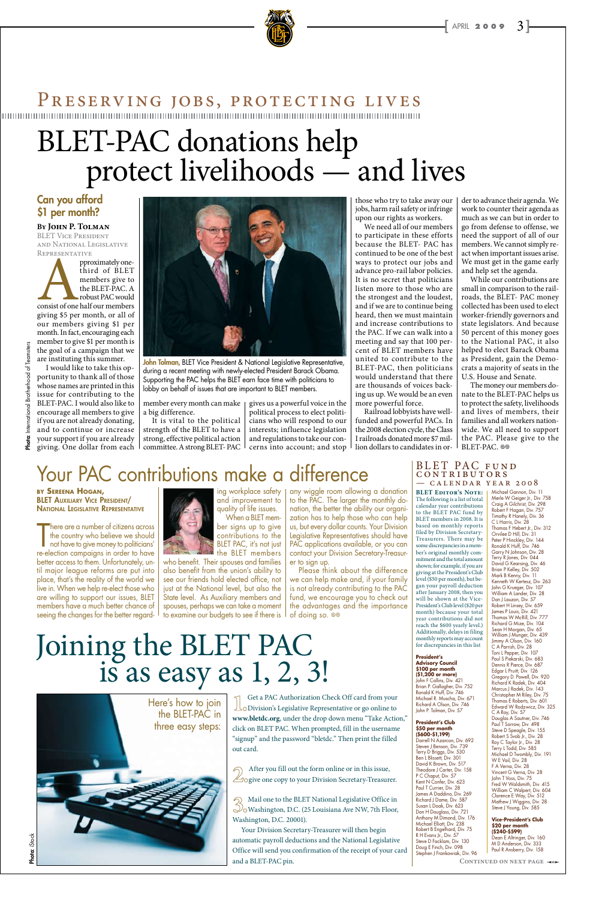# Preserving jobs, protecting lives

# BLET-PAC donations help protect livelihoods — and lives

## Can you afford $1 per month?

**By John P. Tolman**
BLET Vice President and National Legislative Representative

Approximately one-third of BLET members give to the BLET-PAC. A robust PAC would consist of one half our members giving $5 per month, or all of our members giving $1 per month. In fact, encouraging each member to give $1 per month is the goal of a campaign that we are instituting this summer.

I would like to take this opportunity to thank all of those whose names are printed in this issue for contributing to the BLET-PAC. I would also like to encourage all members to give if you are not already donating, and to continue or increase your support if you are already giving. One dollar from each member every month can make a big difference.

It is vital to the political strength of the BLET to have a strong, effective political action committee. A strong BLET-PAC gives us a powerful voice in the political process to elect politicians who will respond to our interests; influence legislation and regulations to take our concerns into account; and stop those who try to take away our jobs, harm rail safety or infringe upon our rights as workers.

We need all of our members to participate in these efforts because the BLET-PAC has continued to be one of the best ways to protect our jobs and advance pro-rail labor policies. It is no secret that politicians listen more to those who are the strongest and the loudest, and if we are to continue being heard, then we must maintain and increase contributions to the PAC. If we can walk into a meeting and say that 100 percent of BLET members have united to contribute to the BLET-PAC, then politicians would understand that there are thousands of voices backing us up. We would be an even more powerful force.

Railroad lobbyists have well-funded and powerful PACs. In the 2008 election cycle, the Class I railroads donated more $7 million dollars to candidates in order to advance their agenda. We work to counter their agenda as much as we can but in order to go from defense to offense, we need the support of all of our members. We cannot simply react when important issues arise. We must get in the game early and help set the agenda.

While our contributions are small in comparison to the railroads, the BLET-PAC money collected has been used to elect worker-friendly governors and state legislators. And because 50 percent of this money goes to the National PAC, it also helped to elect Barack Obama as President, gain the Democrats a majority of seats in the U.S. House and Senate.

The money our members donate to the BLET-PAC helps us to protect the safety, livelihoods and lives of members, their families and all workers nationwide. We all need to support the PAC. Please give to the BLET-PAC.

**John Tolman,** BLET Vice President & National Legislative Representative, during a recent meeting with newly-elected President Barack Obama. Supporting the PAC helps the BLET earn face time with politicians to lobby on behalf of issues that are important to BLET members.

Photo: International Brotherhood of Teamsters

# Your PAC contributions make a difference

**By Sereena Hogan,**
**BLET Auxiliary Vice President/ National Legislative Representative**

There are a number of citizens across the country who believe we should not have to give money to politicians' re-election campaigns in order to have better access to them. Unfortunately, until major league reforms are put into place, that's the reality of the world we live in. When we help re-elect those who are willing to support our issues, BLET members have a much better chance of seeing the changes for the better regarding workplace safety and improvement to quality of life issues.

When a BLET member signs up to give contributions to the BLET PAC, it's not just the BLET members who benefit. Their spouses and families also benefit from the union's ability to see our friends hold elected office, not just at the National level, but also the State level. As Auxiliary members and spouses, perhaps we can take a moment to examine our budgets to see if there is any wiggle room allowing a donation to the PAC. The larger the monthly donation, the better the ability our organization has to help those who can help us, but every dollar counts. Your Division Legislative Representatives should have PAC applications available, or you can contact your Division Secretary-Treasurer to sign up.

Please think about the difference we can help make and, if your family is not already contributing to the PAC fund, we encourage you to check out the advantages and the importance of doing so.

# Joining the BLET PAC is as easy as 1, 2, 3!

Here's how to join the BLET-PAC in three easy steps:

1. Get a PAC Authorization Check Off card from your Division's Legislative Representative or go online to **www.bletdc.org**, under the drop down menu "Take Action," click on BLET PAC. When prompted, fill in the username "signup" and the password "bletdc." Then print the filled out card.

2. After you fill out the form online or in this issue, give one copy to your Division Secretary-Treasurer.

3. Mail one to the BLET National Legislative Office in Washington, D.C. (25 Louisiana Ave NW, 7th Floor, Washington, D.C. 20001).

Your Division Secretary-Treasurer will then begin automatic payroll deductions and the National Legislative Office will send you confirmation of the receipt of your card and a BLET-PAC pin.

Photo: iStock

## BLET PAC fund contributors — calendar year 2008

**BLET Editor's Note:** The following is a list of total calendar year contributions to the BLET PAC fund by BLET members in 2008. It is based on monthly reports filed by Division Secretary-Treasurers. There may be some discrepancies in a member's original monthly commitment and the total amount shown; for example, if you are giving at the President's Club level ($50 per month), but began your payroll deduction after January 2008, then you will be shown at the Vice-President's Club level ($20 per month) because your total year contributions did not reach the $600 yearly level.) Additionally, delays in filing monthly reports may account for discrepancies in this list

**President's Advisory Council**
**$100 per month ($1,200 or more)**

John F Collins, Div. 421
Brian P. Gallagher, Div. 752
Ronald K Huff, Div. 746
Michael R. Muscha, Div. 671
Richard A Olson, Div. 746
John P. Tolman, Div. 57

**President's Club**
**$50 per month ($600-$1,199)**

Darrell N Azarcon, Div. 692
Steven J Benson, Div. 739
Terry D Briggs, Div. 530
Ben L Blissett, Div. 301
David K Brown, Div. 517
Theodore J Carter, Div. 158
P C Chaput, Div. 57
Kent N Confer, Div. 623
Paul T Currier, Div. 28
James A Daddino, Div. 269
Richard J Dame, Div. 587
Susan L Doak, Div. 623
Dan H Douglass, Div. 721
Anthony M Dimond, Div. 176
Michael Elliott, Div. 238
Robert B Engelhard, Div. 75
R H Evans Jr., Div. 57
Steve D Facklam, Div. 130
Doug E Finch, Div. 098
Stephen J Frankowiak, Div. 96
Michael Gannon, Div. 11
Merle W Geiger Jr., Div. 758
Craig A Gilchrist, Div. 298
Robert F Hagan, Div. 757
Timothy R Hanely, Div. 36
C L Harris, Div. 28
Thomas F Hebert Jr., Div. 312
Orvilee D Hill, Div. 31
Peter P Hinckley, Div. 144
Ronald K Huff, Div. 746
Garry N Johnson, Div. 28
Terry R Jones, Div. 044
David G Kearsing, Div. 46
Brian P Kelley, Div. 502
Mark B Kenny, Div. 11
Kenneth W Kertesz, Div. 263
John G Krueger, Div. 107
William A Lander, Div. 28
Dan J Lauzon, Div. 57
Robert H Linsey, Div. 659
James P Louis, Div. 421
Thomas W McRill, Div. 777
Richard G Mize, Div. 104
Sean H Morgan, Div. 65
William J Munger, Div. 439
Jimmy A Olson, Div. 160
C A Parrish, Div. 28
Toni L Pepper, Div. 107
Paul S Piekarski, Div. 683
Dennis R Pierce, Div. 687
Edgar L Pruitt, Div. 126
Gregory D. Powell, Div. 920
Richard K Radek, Div. 404
Marcus J Radek, Div. 143
Christopher M Riley, Div. 75
Thomas E Roberts, Div. 601
Edward W Radzwicz, Div. 325
C A Roy, Div. 57
Douglas A Sautner, Div. 746
Paul T Sorrow, Div. 498
Steve D Speagle, Div. 155
Robert S Swob Jr., Div. 28
Ray C Taylor Jr., Div. 28
Terry L Todd, Div. 585
Michael D Twombly, Div. 191
W E Vail, Div. 28
F A Verna, Div. 28
Vincent G Verna, Div. 28
John T Voss, Div. 75
Fred W Waldsmith, Div. 415
William C Walpert, Div. 604
Clarence E Way, Div. 512
Mathew J Wiggins, Div. 28
Steve J Young, Div. 585

**Vice-President's Club**
**$20 per month ($240-$599)**

Dean E Altringer, Div. 160
M D Anderson, Div. 333
Paul R Ansberry, Div. 158

Continued on next page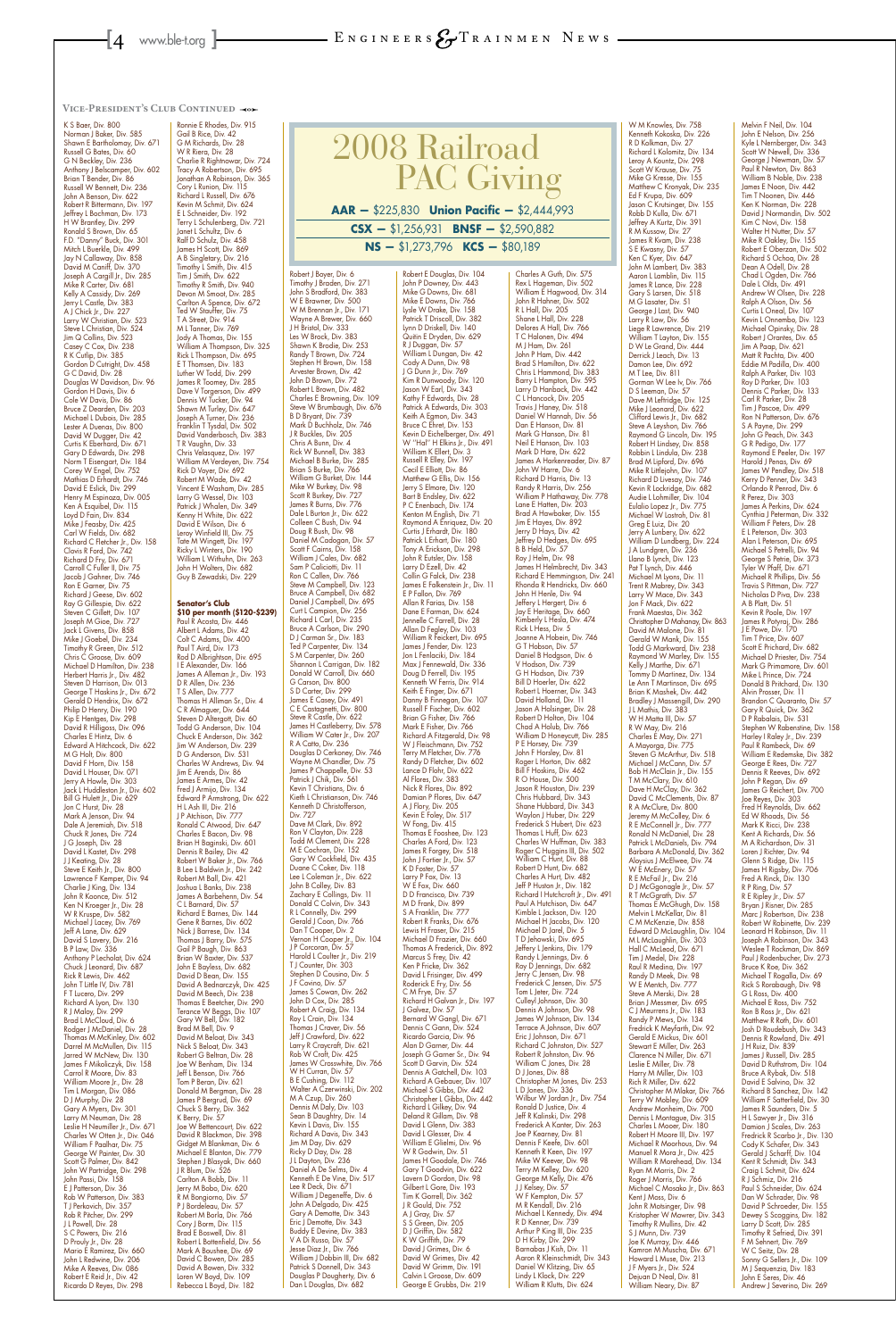## Vice-President's Club continued

K S Baer, Div. 800
Norman J Baker, Div. 585
Shawn E Bartholomay, Div. 671
Russell G Bates, Div. 60
G N Beckley, Div. 236
Anthony J Belscamper, Div. 602
Brian T Bender, Div. 86
Russell W Bennett, Div. 236
John A Benson, Div. 622
Robert R Bittermann, Div. 197
Jeffrey L Bochman, Div. 173
H W Brantley, Div. 299
Ronald S Brown, Div. 65
F.D. "Danny" Buck, Div. 301
Mitch L Buerkle, Div. 499
Jay N Callaway, Div. 858
David M Caniff, Div. 370
Joseph A Cargill Jr., Div. 285
Mike R Carter, Div. 681
Kelly A Cassidy, Div. 269
Jerry L Castle, Div. 383
A J Chick Jr., Div. 227
Larry W Christian, Div. 523
Steve L Christian, Div. 524
Jim Q Collins, Div. 523
Casey C Cox, Div. 238
R K Cutlip, Div. 385
Gordon D Cutright, Div. 458
G C David, Div. 28
Douglas W Davidson, Div. 96
Gordon H Davis, Div. 6
Cole W Davis, Div. 86
Bruce Z Dearden, Div. 203
Michael L Dubois, Div. 285
Lester A Duenas, Div. 800
David W Dugger, Div. 42
Curtis K Eberhard, Div. 671
Gary D Edwards, Div. 298
Norm T Eisengart, Div. 184
Corey W Engel, Div. 752
Mathias D Erhardt, Div. 746
David E Eslick, Div. 299
Henry M Espinoza, Div. 005
Ken A Esquibel, Div. 115
Loyd D Fain, Div. 834
Mike J Feasby, Div. 425
Carl W Fields, Div. 682
Richard C Fletcher Jr., Div. 158
Clovis R Ford, Div. 742
Richard D Fry, Div. 671
Carroll C Fuller II, Div. 75
Jacob J Gahner, Div. 746
Ron E Garner, Div. 75
Richard J Geese, Div. 602
Ray G Gillespie, Div. 622
Steven C Gillett, Div. 107
Joseph M Gioe, Div. 727
Jack L Givens, Div. 858
Mike J Goebel, Div. 234
Timothy R Green, Div. 512
Chris C Groose, Div. 609
Michael D Hamilton, Div. 238
Herbert Harris Jr., Div. 482
Steven D Harrison, Div. 013
George T Haskins Jr., Div. 672
Gerald D Hendrix, Div. 672
Philip D Henry, Div. 190
Kip E Hentges, Div. 298
David R Hilligoss, Div. 096
Charles E Hintz, Div. 6
Edward A Hitchcock, Div. 622
M G Holt, Div. 800
David F Horn, Div. 158
David L Houser, Div. 071
Jerry A Howle, Div. 303
Jack L Huddleston Jr., Div. 602
Bill G Hulett Jr., Div. 629
Jon C Hurst, Div. 28
Mark A Jenson, Div. 94
Dale A Jeremiah, Div. 518
Chuck R Jones, Div. 724
J G Joseph, Div. 28
David L Kastet, Div. 298
J J Keating, Div. 28
Steve E Keith Jr., Div. 800
Lawrence F Kemper, Div. 94
Charlie J King, Div. 134
John R Koonce, Div. 512
Ken N Kroeger Jr., Div. 28
W R Kruspe, Div. 582
Michael J Lacey, Div. 769
Jeff A Lane, Div. 629
David S Lavery, Div. 216
B P Law, Div. 336
Anthony P Lecholat, Div. 624
Chuck J Leonard, Div. 687
Rick R Lewis, Div. 462
John T Little IV, Div. 781
F T Lucero, Div. 299
Richard A Lyon, Div. 130
R J Maloy, Div. 299
Brad L McCloud, Div. 6
Rodger J McDaniel, Div. 28
Thomas M McKinley, Div. 602
Darrel M McMullen, Div. 115
Jarred W McNew, Div. 130
James P Mikolicz yk, Div. 158
Carrol R Moore, Div. 83
William Moore Jr., Div. 28
Tim L Morgan, Div. 086
D J Murphy, Div. 28
Gary A Myers, Div. 301
Larry M Neuman, Div. 28
Leslie H Neumiller Jr., Div. 671
Charles W Otten Jr., Div. 046
William F Paalhar, Div. 75
George W Painter, Div. 30
Scott G Palmer, Div. 842
John W Partridge, Div. 298
John Passi, Div. 158
E J Patterson, Div. 36
Rob W Patterson, Div. 383
T J Perkovich, Div. 357
Rob R Pitcher, Div. 299
J L Powell, Div. 28
S C Powers, Div. 216
D Prouly Jr., Div. 28
Mario E Ramirez, Div. 660
John L Redwine, Div. 206
Mike A Reeves, Div. 086
Robert E Reid Jr., Div. 42
Ricardo D Reyes, Div. 298

Ronnie E Rhodes, Div. 915
Gail B Rice, Div. 42
G M Richards, Div. 28
W R Riera, Div. 28
Charlie R Rightnowar, Div. 724
Tracy A Robertson, Div. 695
Jonathan A Robinson, Div. 365
Cory L Runion, Div. 115
Richard L Russell, Div. 676
Kevin M Schmit, Div. 624
E L Schneider, Div. 192
Terry L Schulenberg, Div. 721
Janet L Schultz, Div. 6
Ralf D Schulz, Div. 458
James H Scott, Div. 869
A B Singletary, Div. 216
Timothy L Smith, Div. 415
Tim J Smith, Div. 622
Timothy R Smith, Div. 940
Devon M Smoot, Div. 285
Carlton A Spence, Div. 672
Ted W Stauffer, Div. 75
T A Street, Div. 914
M L Tanner, Div. 769
Jody A Thomas, Div. 155
William A Thompson, Div. 325
Rick L Thompson, Div. 695
E T Thomsen, Div. 183
Luther W Todd, Div. 299
James R Toomey, Div. 285
Dave V Torgerson, Div. 499
Dennis W Tucker, Div. 94
Shawn M Turley, Div. 647
Joseph A Turner, Div. 236
Franklin T Tysdal, Div. 502
David Vanderbosch, Div. 383
T R Vaughn, Div. 33
Chris Velasquez, Div. 197
William M Verdeyen, Div. 754
Rick D Vayer, Div. 692
Robert M Wade, Div. 42
Vincent E Washam, Div. 285
Larry G Wessel, Div. 103
Patrick J Whalen, Div. 349
Kenny H White, Div. 622
David E Wilson, Div. 6
Leroy Winfield III, Div. 75
Tate M Wingett, Div. 197
Ricky L Winters, Div. 190
William L Wilhuhn, Div. 263
John H Wolters, Div. 682
Guy B Zewadski, Div. 229

### Senator's Club
### $10 per month ($120-$239)

Paul R Acosta, Div. 446
Albert L Adams, Div. 42
Colt C Adams, Div. 400
Paul T Aird, Div. 173
Rod D Albrightson, Div. 695
I E Alexander, Div. 166
James A Alleman Jr., Div. 193
D R Allen, Div. 236
T S Allen, Div. 777
Thomas H Allman Sr., Div. 4
C R Almaguer, Div. 644
Steven D Altergott, Div. 60
Todd G Anderson, Div. 104
Chuck E Anderson, Div. 362
Jim W Anderson, Div. 239
D G Anderson, Div. 531
Charles W Andrews, Div. 94
Jim E Arends, Div. 86
James E Armes, Div. 42
Fred J Armijo, Div. 134
Edward P Armstrong, Div. 622
H L Ash III, Div. 216
J P Atchison, Div. 777
Ronald C Atwood, Div. 647
Charles E Bacon, Div. 98
Brian H Baginski, Div. 601
Dennis R Bailey, Div. 42
Robert W Baker Jr., Div. 766
B Lee L Baldwin Jr., Div. 242
Robert M Ball, Div. 421
Joshua L Banks, Div. 238
James A Barbehenn, Div. 54
C L Barnard, Div. 57
Richard E Barnes, Div. 144
Gene R Barnes, Div. 602
Nick J Barrese, Div. 134
Thomas J Barry, Div. 575
Gail P Baugh, Div. 863
Brian W Baxter, Div. 537
John E Bayless, Div. 682
David D Bean, Div. 155
David A Bednarczyk, Div. 425
David M Beech, Div. 238
Thomas E Beetcher, Div. 290
Terance W Beggs, Div. 107
Gary W Bell, Div. 182
Brad M Bell, Div. 9
David M Beloat, Div. 343
Nick S Beloat, Div. 343
Robert G Beltran, Div. 28
Joe W Benham, Div. 134
Jeff L Benson, Div. 766
Tom P Beran, Div. 621
Donald M Bergman, Div. 28
James P Bergrud, Div. 69
Chuck S Berry, Div. 362
K Berry, Div. 57
Joe W Bettencourt, Div. 622
David R Blackmon, Div. 398
Gidget M Blankman, Div. 6
Michael E Blanton, Div. 779
Stephen J Blasyak, Div. 660
J R Blum, Div. 526
Carlton A Bobb, Div. 11
Jerry M Bobo, Div. 620
R M Bongiorno, Div. 57
P J Bordeleau, Div. 57
Robert M Borla, Div. 766
Cory J Borm, Div. 115
Brad E Boswell, Div. 81
Robert L Bottenfield, Div. 56
Mark A Boushee, Div. 69
David C Bowen, Div. 285
David A Bowen, Div. 332
Loren W Boyd, Div. 109
Rebecca L Boyd, Div. 182

# 2008 Railroad PAC Giving

**AAR — $225,830 Union Pacific — $2,444,993**

**CSX — $1,256,931 BNSF — $2,590,882**

**NS — $1,273,796 KCS — $80,189**

Robert J Boyer, Div. 6
Timothy J Braden, Div. 271
John S Bradford, Div. 383
W E Brawner, Div. 500
W M Brennan Jr., Div. 171
Wayne A Brewer, Div. 660
J H Bristol, Div. 333
Les W Brock, Div. 383
Shawn K Brodie, Div. 253
Randy T Brown, Div. 724
Stephen H Brown, Div. 158
Arvester Brown, Div. 42
John D Brown, Div. 72
Robert L Brown, Div. 482
Charles E Browning, Div. 109
Steve W Brumbaugh, Div. 676
B D Bryant, Div. 739
Mark D Buchholz, Div. 746
J R Buckles, Div. 205
Chris A Bunn, Div. 4
Rick W Bunnell, Div. 383
Michael B Burke, Div. 285
Brian S Burke, Div. 766
William G Burket, Div. 144
Mike W Burkey, Div. 98
Scott R Burkey, Div. 727
James R Burns, Div. 776
Dale L Burton Jr., Div. 622
Colleen C Bush, Div. 94
Doug R Bush, Div. 98
Daniel M Cadogan, Div. 57
Scott F Cairns, Div. 158
William J Cales, Div. 682
Sam P Caliciotti, Div. 11
Ron C Callen, Div. 766
Steve M Campbell, Div. 123
Bruce A Campbell, Div. 682
Daniel J Campbell, Div. 695
Curt L Campion, Div. 256
Richard L Carl, Div. 235
Bruce A Carlson, Div. 290
D J Carman Sr., Div. 183
Ted P Carpenter, Div. 134
S M Carpenter, Div. 260
Shannon L Carrigan, Div. 182
Donald W Carroll, Div. 660
G Carson, Div. 800
S D Carter, Div. 299
James E Casey, Div. 491
C E Castagnetti, Div. 800
Steve R Castle, Div. 622
James H Castleberry, Div. 578
William W Cater Jr., Div. 207
R A Catto, Div. 236
Douglas D Cerkoney, Div. 746
Wayne M Chandler, Div. 75
James P Chappelle, Div. 53
Patrick J Chik, Div. 561
Kevin T Christians, Div. 6
Keith L Christianson, Div. 746
Kenneth D Christofferson, Div. 727
Dave M Clark, Div. 892
Ron V Clayton, Div. 228
Todd M Clement, Div. 228
M E Cochran, Div. 152
Gary W Cockfield, Div. 435
Duane C Coker, Div. 118
Lee L Coleman Jr., Div. 622
John B Colley, Div. 83
Zachary E Collings, Div. 11
Donald C Colvin, Div. 343
R L Connelly, Div. 299
Gerald J Conn, Div. 766
Dan T Cooper, Div. 2
Vernon H Cooper Jr., Div. 104
J P Corcoran, Div. 57
Harold L Coulter Jr., Div. 219
T J Counter, Div. 303
Stephen D Cousino, Div. 5
J F Covino, Div. 57
James S Cowan, Div. 262
John D Cox, Div. 285
Robert A Craig, Div. 134
Roy L Crain, Div. 134
Thomas J Craver, Div. 56
Jeff J Crawford, Div. 622
Larry R Craycraft, Div. 621
Rob W Croft, Div. 425
James W Crosswhite, Div. 766
W H Curran, Div. 57
B E Cushing, Div. 112
Walter A Czerwinski, Div. 202
M A Czup, Div. 260
Dennis M Daly, Div. 103
Sean B Daughtry, Div. 14
Kevin L Davis, Div. 155
Richard A Davis, Div. 343
Jim M Day, Div. 629
Ricky D Day, Div. 28
J L Dayton, Div. 236
Daniel A De Selms, Div. 4
Kenneth E De Vine, Div. 517
Lee R Deck, Div. 671
William J Degeneffe, Div. 6
John A Delgado, Div. 425
Gary A Demette, Div. 343
Eric J Demotte, Div. 343
Buddy E Devine, Div. 383
V A Di Russo, Div. 57
Jesse Diaz Jr., Div. 766
William J Dobbin III, Div. 682
Patrick S Donnell, Div. 343
Douglas P Dougherty, Div. 6
Dan L Douglas, Div. 682

Robert E Douglas, Div. 104
John P Downey, Div. 443
Mike G Downs, Div. 681
Mike E Downs, Div. 766
Lysle W Drake, Div. 158
Patrick T Driscoll, Div. 382
Lynn D Driskell, Div. 140
Quitin E Dryden, Div. 629
R J Duggan, Div. 57
William L Dungan, Div. 42
Cody A Dunn, Div. 98
J G Dunn Jr., Div. 769
Kim R Dunwoody, Div. 120
Jason W Earl, Div. 343
Kathy F Edwards, Div. 28
Patrick A Edwards, Div. 303
Keith A Egmon, Div. 343
Bruce C Ehret, Div. 153
Kevin D Eichelberger, Div. 491
W "Hal" H Elkins Jr., Div. 491
William K Ellert, Div. 3
Russell R Elley, Div. 197
Cecil E Elliott, Div. 86
Matthew G Ellis, Div. 156
Jerry S Elmore, Div. 120
Bart B Endsley, Div. 622
P C Enenbach, Div. 174
Kenton M English, Div. 71
Raymond A Enriquez, Div. 20
Curtis J Erhardt, Div. 180
Patrick L Erhart, Div. 180
Tony A Erickson, Div. 298
John R Eutsler, Div. 158
Larry D Ezell, Div. 42
Collin G Falck, Div. 238
James E Falkenstein Jr., Div. 11
E P Fallon, Div. 769
Allan R Farias, Div. 158
Dane E Farman, Div. 624
Jennelle C Farrell, Div. 28
Allan D Fegley, Div. 103
William R Feickert, Div. 695
James J Fender, Div. 123
Jon L Fenlaicki, Div. 184
Max J Fennewald, Div. 336
Doug D Ferrell, Div. 195
Kenneth W Ferris, Div. 914
Keith E Finger, Div. 671
Danny B Finnegan, Div. 107
Russell P Fischer, Div. 602
Brian G Fisher, Div. 766
Mark E Fisher, Div. 766
Richard A Fitzgerald, Div. 98
W J Fleischmann, Div. 752
Terry M Fletcher, Div. 776
Randy D Fletcher, Div. 602
Lance D Flohr, Div. 622
Al Flores, Div. 383
Nick R Flores, Div. 892
Damon P Flores, Div. 647
A J Flory, Div. 205
Kevin E Foley, Div. 517
W Fong, Div. 415
Thomas E Foohee, Div. 123
Charles A Ford, Div. 123
James R Forgey, Div. 518
John J Fortier Jr., Div. 57
K D Foster, Div. 57
Larry P Fox, Div. 13
W E Fox, Div. 660
D D Francisco, Div. 739
M D Frank, Div. 899
S A Franklin, Div. 777
Robert R Franks, Div. 676
Lewis H Fraser, Div. 215
Michael D Frazier, Div. 660
Thomas A Frederick, Div. 892
Marcus S Frey, Div. 42
Ken P Fricke, Div. 362
David L Frisinger, Div. 499
Roderick E Fry, Div. 56
C M Frye, Div. 57
Richard H Galvan Jr., Div. 197
J Galvez Jr., Div. 57
Bernard W Gangl, Div. 671
Dennis C Gann, Div. 524
Ricardo Garcia, Div. 96
Alan D Garner, Div. 44
Joseph G Garner Sr., Div. 94
Scott D Garvin, Div. 524
Dennis A Gatchell, Div. 103
Richard A Gebauer, Div. 107
Michael S Gibbs, Div. 442
Christopher L Gibbs, Div. 442
Richard L Gilkey, Div. 94
Deland R Gillam, Div. 98
David L Glenn, Div. 383
David L Glesner, Div. 4
William E Glielmi, Div. 96
W R Godwin, Div. 51
James H Goodale, Div. 746
Gary T Goodvin, Div. 622
Lavern D Gordon, Div. 98
Gilbert L Gore, Div. 193
Tim K Gorrell, Div. 362
J R Gould, Div. 752
A J Gray, Div. 57
S S Green, Div. 205
D J Griffin, Div. 582
K W Griffith, Div. 79
David J Grimes, Div. 6
David W Grimes, Div. 42
David W Grimm, Div. 191
Calvin L Groose, Div. 609
George E Grubbs, Div. 219

Charles A Guth, Div. 575
Rex L Hageman, Div. 502
William E Hagwood, Div. 314
John R Hahner, Div. 502
R L Hall, Div. 205
Shane L Hall, Div. 228
Delores A Hall, Div. 766
T C Halonen, Div. 494
M J Ham, Div. 261
John P Ham, Div. 442
Brad S Hamilton, Div. 622
Chris L Hammond, Div. 383
Barry L Hampton, Div. 595
Larry D Hanback, Div. 442
C L Hancock, Div. 205
Travis J Haney, Div. 518
Daniel W Hannah, Div. 56
Dan E Hanson, Div. 81
Mark G Hanson, Div. 81
Neil E Hanson, Div. 103
Mark D Hare, Div. 622
James A Harkenreader, Div. 87
John W Harre, Div. 6
Richard D Harris, Div. 13
Randy R Harris, Div. 256
William P Hathaway, Div. 778
Lane E Hatten, Div. 203
Brad A Hawbaker, Div. 155
Jim E Hayes, Div. 892
Jerry D Hays, Div. 42
Jeffrey D Hedges, Div. 695
B B Held, Div. 57
Ray J Helm, Div. 98
James H Helmbrecht, Div. 343
Richard E Hemmingson, Div. 241
Rhonda R Hendricks, Div. 660
John H Henle, Div. 94
Jeffery L Hergert, Div. 6
Jay E Heritage, Div. 660
Kimberly L Hesla, Div. 474
Rick L Hess, Div. 5
Joanne A Hobein, Div. 746
G T Hobson, Div. 57
Daniel B Hodgson, Div. 6
V Hodson, Div. 739
Bill D Hoerler, Div. 622
Robert L Hoerner, Div. 343
David Holland, Div. 11
Jason A Holsinger, Div. 28
Robert D Holton, Div. 104
Chad A Holub, Div. 766
William D Honeycutt, Div. 285
P E Horsey, Div. 739
John F Horsley, Div. 81
Roger L Horton, Div. 682
Bill F Hoskins, Div. 462
R O House, Div. 500
Jason R Houston, Div. 239
Chris Hubbard, Div. 343
Shane Hubbard, Div. 343
Waylon J Huber, Div. 229
Frederick S Hubert, Div. 623
Thomas L Huff, Div. 623
Charles W Huffman, Div. 383
Roger C Huggins III, Div. 502
William C Hunt, Div. 88
Robert D Hunt, Div. 682
Charles A Hurt, Div. 482
Jeff P Huston Jr., Div. 182
Richard I Hutchcroft Jr., Div. 491
Paul A Hutchison, Div. 647
Kimble L Jackson, Div. 120
Michael H Jacobs, Div. 120
Michael D Jarel, Div. 5
T D Jehowski, Div. 695
Jeffery L Jenkins, Div. 179
Randy L Jennings, Div. 6
Roy D Jennings, Div. 682
Jerry C Jensen, Div. 98
Frederick C Jensen, Div. 575
Tom L Jeter, Div. 724
Culleyl Johnson, Div. 30
Dennis A Johnson, Div. 98
James W Johnson, Div. 134
Terrace A Johnson, Div. 607
Eric J Johnson, Div. 671
Richard C Johnston, Div. 527
Robert R Johnston, Div. 96
William C Jones, Div. 28
D J Jones, Div. 57
Christopher M Jones, Div. 253
L D Jones, Div. 336
Wilbur W Jordan Jr., Div. 754
Ronald D Justice, Div. 4
Jeff R Kalinski, Div. 298
Frederick A Kanter, Div. 263
Jose P Kearney, Div. 81
Dennis F Keefe, Div. 601
Kenneth R Keen, Div. 197
Mike W Keever, Div. 98
Terry M Kelley, Div. 620
George M Kelly, Div. 476
J J Kelsey, Div. 57
W F Kempton, Div. 57
M R Kendall, Div. 216
Michael L Kennedy, Div. 494
R D Kenner, Div. 739
Arthur P King III, Div. 235
D H Kirby, Div. 299
Barnabas J Kish, Div. 11
Aaron R Kleinschmidt, Div. 343
Daniel W Klitzing, Div. 65
Lindy L Klock, Div. 229
William R Klutts, Div. 624

W M Knowles, Div. 758
Kenneth Kokoska, Div. 226
R D Kolkman, Div. 27
Richard L Kolomitz, Div. 134
Leroy A Kountz, Div. 298
Scott W Krause, Div. 75
Mike G Kresse, Div. 155
Matthew C Kronyak, Div. 235
Ed F Krupa, Div. 609
Jason C Krutsinger, Div. 155
Robb D Kulla, Div. 671
Jeffrey A Kurtz, Div. 391
R M Kussow, Div. 27
James R Kvam, Div. 238
S E Kwasny, Div. 57
Ken C Kyer, Div. 647
John M Lambert, Div. 383
Aaron L Lamblin, Div. 115
James R Lance, Div. 228
Gary S Larsen, Div. 518
M G Lasater, Div. 51
George J Last, Div. 940
Larry R Law, Div. 56
Liege R Lawrence, Div. 219
William T Layton, Div. 155
D W Le Grand, Div. 444
Derrick J Leach, Div. 13
Damon Lee, Div. 692
M T Lee, Div. 811
Gorman W Lee Iv, Div. 766
D S Leeman, Div. 57
Dave M Leftridge, Div. 125
Mike J Leonard, Div. 622
Clifford Lewis Jr., Div. 682
Steve A Leyshon, Div. 766
Raymond G Lincoln, Div. 195
Robert H Lindsey, Div. 858
Robbin L Lindula, Div. 238
Brad M Lipford, Div. 696
Mike R Littlejohn, Div. 107
Richard D Livesay, Div. 746
Kevin R Lockridge, Div. 682
Audie L Lohmiller, Div. 104
Lucas L Lopez Jr., Div. 775
Michael W Lostroh, Div. 81
Greg E Luiz, Div. 20
Jerry A Lunbery, Div. 622
William D Lundberg, Div. 224
J A Lundgren, Div. 236
Llano B Lynch, Div. 123
Pat T Lynch, Div. 446
Michael M Lyons, Div. 11
Trent R Mabrey, Div. 343
Larry W Mace, Div. 343
Jon F Mack, Div. 622
Frank Maestas, Div. 362
Christopher D Mahoney, Div. 863
David M Malone, Div. 81
Gerald W Mank, Div. 155
Todd G Markward, Div. 238
Raymond W Marley, Div. 155
Kelly J Marthe, Div. 671
Tommy D Martinez, Div. 134
Le Ann T Martinson, Div. 695
Brian K Mashek, Div. 442
Bradley J Massengill, Div. 290
J L Mathis, Div. 383
W H Matta III, Div. 57
R W May, Div. 216
Charles E May, Div. 271
A Mayorga, Div. 775
Steven G McArthur, Div. 518
Michael J McCann, Div. 57
Bob H McClain Jr., Div. 155
T M McClary, Div. 610
Dave H McClay, Div. 362
David C McClements, Div. 87
R A McClure, Div. 800
Jeremy M McColley, Div. 6
R E McConnell Jr., Div. 777
Ronald N McDaniel, Div. 28
Patrick L McDaniels, Div. 794
Barbara A McDonald, Div. 362
Aloysius J McElwee, Div. 74
W E McEnery, Div. 57
R E McFail Jr., Div. 216
D J McGgonagle Jr., Div. 57
R T McGgrath, Div. 57
Thomas E McGhugh, Div. 158
Melvin L McKellar, Div. 81
C M McKenzie, Div. 858
Edward D McLaughlin, Div. 104
M L McLaughlin, Div. 303
Hall C Mcleod, Div. 671
Tim J Medel, Div. 228
Raul R Medina, Div. 197
Randy D Meek, Div. 98
W E Mentch, Div. 777
Steve A Merski, Div. 28
Brian J Messmer, Div. 695
C J Meurrens Jr., Div. 183
Randy P Mews, Div. 134
Fredrick K Meyfarth, Div. 92
Gerald E Mickus, Div. 601
Stewart E Miller, Div. 263
Clarence N Miller, Div. 671
Leslie E Miller, Div. 78
Harry M Miller, Div. 103
Rich R Miller, Div. 622
Christopher M Mlakar, Div. 766
Terry W Mobley, Div. 609
Andrew Monheim, Div. 700
Dennis L Montague, Div. 315
Charles L Mooer, Div. 180
Robert H Moore III, Div. 197
Michael R Moorhous, Div. 94
Manuel R Mora Jr., Div. 425
William R Morehead, Div. 134
Ryan M Morris, Div. 2
Roger J Morris, Div. 766
Michael C Mosako Jr., Div. 863
Kent J Moss, Div. 6
John R Motsinger, Div. 98
Kristopher W Mowrer, Div. 343
Timothy R Mullins, Div. 42
S J Munn, Div. 739
Joe K Murray, Div. 446
Kamron M Muscha, Div. 671
Howard L Muse, Div. 213
J F Myers Jr., Div. 524
Dejuan D Neal, Div. 81
William Neary, Div. 87

Melvin F Neil, Div. 104
John E Nelson, Div. 256
Kyle L Nernberger, Div. 343
Scott W Newell, Div. 336
George J Newman, Div. 57
Paul R Newton, Div. 863
William B Noble, Div. 238
James E Noon, Div. 442
Tim T Noonen, Div. 446
Ken K Norman, Div. 228
David J Normandin, Div. 502
Kim C Novi, Div. 158
Walter H Nutter, Div. 57
Mike R Oakley, Div. 155
Robert E Oberzan, Div. 502
Richard S Ochoa, Div. 28
Dean A Odell, Div. 28
Chad L Ogden, Div. 766
Dale L Olds, Div. 491
Andrew W Olsen, Div. 228
Ralph A Olson, Div. 56
Curtis L Oneal, Div. 107
Kevin L Onnembo, Div. 123
Michael Opinsky, Div. 28
Robert J Orantes, Div. 65
Jim A Paap, Div. 621
Matt R Pachta, Div. 400
Eddie M Padilla, Div. 400
Ralph A Parker, Div. 103
Roy D Parker, Div. 103
Dennis C Parker, Div. 133
Carl R Parker, Div. 28
Tim J Pascoe, Div. 499
Ron N Patterson, Div. 676
S A Payne, Div. 299
John G Peach, Div. 343
G R Pedigo, Div. 177
Raymond E Peeler, Div. 197
Harold J Penas, Div. 69
James W Pendley, Div. 518
Kerry D Penner, Div. 343
Orlando R Penrod, Div. 6
R Perez, Div. 303
James A Perkins, Div. 624
Cynthia J Peterman, Div. 332
William F Peters, Div. 28
E L Peterson, Div. 303
Alan L Peterson, Div. 695
Michael S Petrelli, Div. 94
George S Petrie, Div. 373
Tyler W Pfaff, Div. 671
Michael R Phillips, Div. 56
Travis S Pittman, Div. 727
Nicholas D Piva, Div. 238
A B Platt, Div. 51
Kevin R Poole, Div. 197
James R Potyraj, Div. 286
J E Powe, Div. 170
Tim T Price, Div. 607
Scott E Prichard, Div. 682
Michael D Priester, Div. 754
Mark G Primamore, Div. 601
Mike L Prince, Div. 724
Donald B Pritchard, Div. 130
Alvin Prosser, Div. 11
Brandon C Quaranto, Div. 57
Gary R Quick, Div. 362
D P Rabalais, Div. 531
Stephen W Rabenstine, Div. 158
Harley I Raley Jr., Div. 239
Paul R Rambeck, Div. 69
William E Redemske, Div. 382
George E Rees, Div. 727
Dennis R Reeves, Div. 692
John P Regan, Div. 69
James G Reichert, Div. 700
Joe Reyes, Div. 303
Fred H Reynolds, Div. 662
Ed W Rhoads, Div. 56
Mark K Ricci, Div. 238
Kent A Richards, Div. 56
M A Richardson, Div. 31
Loren J Richter, Div. 94
Glenn S Ridge, Div. 115
James H Rigsby, Div. 706
Fred A Rinck, Div. 130
R P Ring, Div. 57
R E Ripley Jr., Div. 57
Bryan J Risner, Div. 285
Marc J Robertson, Div. 238
Robert W Robinette, Div. 239
Leonard H Robinson, Div. 11
Joseph A Robinson, Div. 343
Weslee T Rockman, Div. 869
Paul J Rodenbucher, Div. 273
Bruce K Roe, Div. 362
Michael T Rogalla, Div. 69
Rick S Rorabaugh, Div. 98
G L Ross, Div. 400
Michael E Ross, Div. 752
Ron B Ross Jr., Div. 621
Matthew R Roth, Div. 601
Josh D Roudebush, Div. 343
Dennis R Rowland, Div. 491
J H Ruiz, Div. 839
James J Russell, Div. 285
David D Ruthstrom, Div. 104
Bruce A Rybak, Div. 518
David E Salvino, Div. 32
Richard B Sanchez, Div. 142
William F Satterfield, Div. 30
James R Saunders, Div. 6
H L Sawyer Jr., Div. 316
Damon J Scales, Div. 263
Fredrick R Scarbo Jr., Div. 130
Cody K Schafer, Div. 343
Gerald J Scharff, Div. 104
Kent R Schmidt, Div. 343
Craig L Schmit, Div. 624
R J Schmiz, Div. 216
Paul S Schneider, Div. 624
Dan W Schrader, Div. 98
David P Schroeder, Div. 155
Dewey S Scoggins, Div. 182
Larry D Scott, Div. 285
Timothy R Sefried, Div. 391
F M Sehnert, Div. 769
W C Seitz, Div. 28
Sonny G Sellers Jr., Div. 109
M J Sequenzia, Div. 183
John E Seres, Div. 46
Andrew J Severino, Div. 269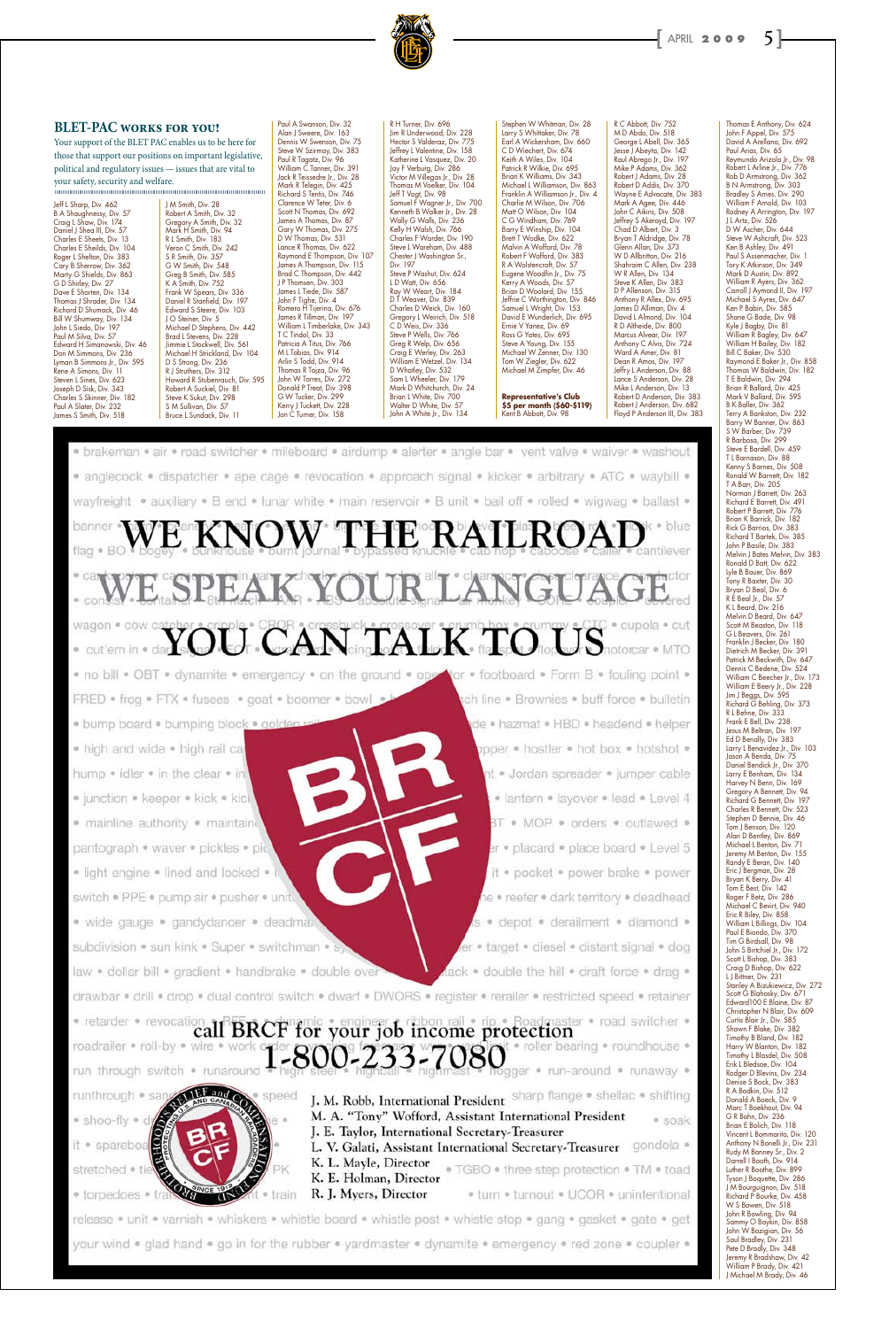## BLET-PAC WORKS FOR YOU!

Your support of the BLET PAC enables us to be here for those that support our positions on important legislative, political and regulatory issues — issues that are vital to your safety, security and welfare.

Jeff L Sharp, Div. 462
B A Shaughnessy, Div. 57
Craig L Shaw, Div. 174
Daniel J Shea III, Div. 57
Charles E Sheets, Div. 13
Charles E Sheilds, Div. 104
Roger L Shelton, Div. 383
Cary B Sherrow, Div. 362
Marty G Shields, Div. 863
G D Shirley, Div. 27
Dave E Shorten, Div. 134
Thomas J Shrader, Div. 134
Richard D Shumack, Div. 46
Bill W Shumway, Div. 134
John L Sieda, Div. 197
Paul M Silva, Div. 57
Edward H Simanowski, Div. 46
Don M Simmons, Div. 236
Lyman B Simmons Jr., Div. 595
Rene A Simons, Div. 11
Steven L Sines, Div. 623
Joseph D Sisk, Div. 343
Charles S Skinner, Div. 182
Paul A Slater, Div. 232
James S Smith, Div. 518
J M Smith, Div. 28
Robert A Smith, Div. 32
Gregory A Smith, Div. 32
Mark H Smith, Div. 94
R L Smith, Div. 183
Veron C Smith, Div. 242
S R Smith, Div. 357
G W Smith, Div. 548
Greg B Smith, Div. 585
K A Smith, Div. 752
Frank W Spears, Div. 336
Daniel R Stanfield, Div. 197
Edward S Steere, Div. 103
J O Steiner, Div. 5
Michael D Stephens, Div. 442
Brad L Stevens, Div. 228
Jimmie L Stockwell, Div. 561
Michael H Strickland, Div. 104
D S Strong, Div. 236
R J Struthers, Div. 312
Howard R Stubenrauch, Div. 595
Robert A Suckiel, Div. 81
Steve K Sukut, Div. 298
S M Sullivan, Div. 57
Bruce L Sundack, Div. 11
Paul A Swanson, Div. 32
Alan J Sweere, Div. 163
Dennis W Swenson, Div. 75
Steve W Szirmay, Div. 383
Paul R Tagatz, Div. 96
William C Tanner, Div. 391
Jack R Teissedre Jr., Div. 28
Mark R Telegin, Div. 425
Richard S Tentis, Div. 746
Clarence W Teter, Div. 6
Scott N Thomas, Div. 692
James A Thomas, Div. 87
Gary W Thomas, Div. 275
D W Thomas, Div. 531
Lance R Thomas, Div. 622
Raymond E Thompson, Div. 107
James A Thompson, Div. 115
Brad C Thompson, Div. 442
J P Thomsen, Div. 303
James L Tiede, Div. 587
John F Tighe, Div. 4
Romero H Tijerina, Div. 676
James R Tillman, Div. 197
William L Timberlake, Div. 343
T C Tindol, Div. 33
Patricia A Titus, Div. 766
M L Tobias, Div. 914
Arlin S Todd, Div. 914
Thomas R Tojza, Div. 96
John W Torres, Div. 272
Donald P Treat, Div. 398
G W Tucker, Div. 299
Kerry J Tuckett, Div. 228
Jon C Turner, Div. 158
R H Turner, Div. 696
Jim R Underwood, Div. 228
Hector S Valderaz, Div. 775
Jeffrey L Valentine, Div. 158
Katherine L Vasquez, Div. 20
Jay F Verburg, Div. 286
Victor M Villegas Jr., Div. 28
Thomas M Voelker, Div. 104
Jeff T Vogt, Div. 98
Samuel F Wagner Jr., Div. 700
Kenneth B Walker Jr., Div. 28
Wally G Walls, Div. 236
Kelly H Walsh, Div. 766
Charles F Warder, Div. 190
Steve L Wareham, Div. 488
Chester J Washington Sr., Div. 197
Steve P Washut, Div. 624
L D Watt, Div. 656
Ray W Weart, Div. 184
D T Weaver, Div. 839
Charles D Weick, Div. 160
Gregory L Weirich, Div. 518
C D Weis, Div. 336
Steve P Wells, Div. 766
Greg R Welp, Div. 656
Craig E Werley, Div. 263
William E Wetzel, Div. 134
D Whatley, Div. 532
Sam L Wheeler, Div. 179
Mark D Whitchurch, Div. 24
Brian L White, Div. 700
Walter D White, Div. 57
John A White Jr., Div. 134
Stephen W Whitman, Div. 28
Larry S Whittaker, Div. 78
Earl A Wickersham, Div. 660
C D Wiechert, Div. 674
Keith A Wiles, Div. 104
Patrick R Wilkie, Div. 695
Brian K Williams, Div. 343
Michael L Williamson, Div. 863
Franklin A Williamson Jr., Div. 4
Charlie M Wilson, Div. 706
Matt O Wilson, Div. 104
C G Windham, Div. 769
Barry E Winship, Div. 104
Brett T Wodke, Div. 622
Malvin A Wofford, Div. 78
Robert F Wofford, Div. 383
R A Wolstencroft, Div. 57
Eugene Woodfin Jr., Div. 75
Kerry A Woods, Div. 57
Brian D Woolard, Div. 155
Jeffrie C Worthington, Div. 846
Samuel L Wright, Div. 153
David E Wunderlich, Div. 695
Ernie V Yanez, Div. 69
Ross G Yates, Div. 695
Steve A Young, Div. 155
Michael W Zenner, Div. 130
Tom W Ziegler, Div. 622
Michael M Zimpfer, Div. 46

**Representative's Club**
**$5 per month ($60-$119)**

Kent B Abbott, Div. 98
R C Abbott, Div. 752
M D Abdo, Div. 518
George L Abell, Div. 365
Jesse J Abeyta, Div. 142
Raul Abrego Jr., Div. 197
Mike P Adams, Div. 362
Robert J Adams, Div. 28
Robert D Addis, Div. 370
Wayne E Advocate, Div. 383
Mark A Agee, Div. 446
John C Aikins, Div. 508
Jeffrey S Akeroyd, Div. 197
Chad D Albert, Div. 3
Bryan T Aldridge, Div. 78
Glenn Allan, Div. 373
W D Allbritton, Div. 216
Shahraim C Allen, Div. 238
W R Allen, Div. 134
Steve K Allen, Div. 383
D P Allenson, Div. 315
Anthony R Allex, Div. 695
James D Alliman, Div. 4
David L Almond, Div. 104
R D Altheide, Div. 800
Marcus Alvear, Div. 197
Anthony C Alvis, Div. 724
Ward A Amer, Div. 81
Dean R Amos, Div. 197
Jeffry L Anderson, Div. 88
Lance S Anderson, Div. 28
Mike L Anderson, Div. 13
Robert D Anderson, Div. 383
Robert J Anderson, Div. 682
Floyd P Anderson III, Div. 383
Thomas E Anthony, Div. 624
John F Appel, Div. 575
David A Arellano, Div. 692
Paul Arias, Div. 65
Reymundo Arizola Jr., Div. 98
Robert L Arline Jr., Div. 776
Rob D Armstrong, Div. 362
B N Armstrong, Div. 303
Bradley S Arnes, Div. 290
William F Arnold, Div. 103
Rodney A Arrington, Div. 197
J L Artz, Div. 526
D W Ascher, Div. 644
Steve W Ashcraft, Div. 523
Ken B Ashley, Div. 491
Paul S Assenmacher, Div. 1
Tory K Atkinson, Div. 349
Mark D Austin, Div. 892
William R Ayers, Div. 362
Carroll J Aymond II, Div. 197
Michael S Ayres, Div. 647
Ken P Babin, Div. 585
Shane G Bade, Div. 98
Kyle J Bagby, Div. 81
William R Bagley, Div. 647
William H Bailey, Div. 182
Bill C Baker, Div. 530
Raymond E Baker Jr., Div. 858
Thomas W Baldwin, Div. 182
T E Baldwin, Div. 294
Brian R Ballard, Div. 425
Mark W Ballard, Div. 595
B K Baller, Div. 362
Terry A Bankston, Div. 232
Barry W Banner, Div. 863
S W Barber, Div. 739
R Barbosa, Div. 299
Steve E Bardell, Div. 459
T L Barnason, Div. 88
Kenny S Barnes, Div. 508
Ronald W Barnett, Div. 182
T A Barr, Div. 205
Norman J Barrett, Div. 263
Richard E Barrett, Div. 491
Robert P Barrett, Div. 776
Brian K Barrick, Div. 182
Rick G Barrios, Div. 383
Richard T Bartek, Div. 385
John P Basile, Div. 383
Melvin J Bates Melvin, Div. 383
Ronald D Batt, Div. 622
Lyle B Bauer, Div. 869
Tony R Baxter, Div. 30
Bryan D Beal, Div. 6
R E Beal Jr., Div. 57
K L Beard, Div. 216
Melvin D Beard, Div. 647
Scott M Beaston, Div. 118
G L Beavers, Div. 261
Franklin J Becker, Div. 180
Dietrich M Becker, Div. 391
Patrick M Beckwith, Div. 647
Dennis C Bedene, Div. 524
William C Beecher Jr., Div. 173
William E Beery Jr., Div. 228
Jim J Beggs, Div. 595
Richard G Behling, Div. 373
R L Behne, Div. 333
Frank E Bell, Div. 238
Jesus M Beltran, Div. 197
Ed D Benally, Div. 383
Larry L Benavidez Jr., Div. 103
Jason A Benda, Div. 75
Daniel Bendick Jr., Div. 370
Larry E Benham, Div. 134
Harvey N Benn, Div. 169
Gregory A Bennett, Div. 94
Richard G Bennett, Div. 197
Charles R Bennett, Div. 523
Stephen D Bennie, Div. 46
Tom J Benson, Div. 120
Alan D Bentley, Div. 869
Michael L Benton, Div. 71
Jeremy M Benton, Div. 155
Randy E Beran, Div. 140
Eric J Bergman, Div. 28
Bryan K Berry, Div. 41
Tom E Best, Div. 142
Roger F Betz, Div. 286
Michael C Bevirt, Div. 940
Eric R Biley, Div. 858
William L Billings, Div. 104
Paul E Biondo, Div. 370
Tim G Birdsall, Div. 98
John S Birtchiel Jr., Div. 172
Scott L Bishop, Div. 383
Craig D Bishop, Div. 622
L J Bittner, Div. 231
Stanley A Bizukiewicz, Div. 272
Scott G Blahosky, Div. 671
Edward100 E Blaine, Div. 87
Christopher N Blair, Div. 609
Curtis Blair Jr., Div. 585
Shawn F Blake, Div. 382
Timothy B Bland, Div. 182
Harry W Blanton, Div. 182
Timothy L Blasdel, Div. 508
Erik L Bledsoe, Div. 104
Rodger D Blevins, Div. 234
Denise S Bock, Div. 383
R A Bodkin, Div. 512
Donald A Boeck, Div. 9
Marc T Boekhout, Div. 94
G R Bohn, Div. 236
Brian E Bolich, Div. 118
Vincent L Bommarito, Div. 120
Anthony N Bonelli Jr., Div. 231
Rudy M Bonney Sr., Div. 2
Darrell I Booth, Div. 914
Luther R Boothe, Div. 899
Tyson J Boquette, Div. 286
J M Bourguignon, Div. 518
Richard P Bourke, Div. 458
W S Bowen, Div. 518
John R Bowling, Div. 94
Sammy O Boykin, Div. 858
John W Bozigian, Div. 56
Saul Bradley, Div. 231
Pete D Bradly, Div. 348
Jeremy R Bradshaw, Div. 42
William P Brady, Div. 421
J Michael M Brady, Div. 46

# WE KNOW THE RAILROAD
# WE SPEAK YOUR LANGUAGE
# YOU CAN TALK TO US

## call BRCF for your job income protection
## 1-800-233-7080

J. M. Robb, International President
M. A. "Tony" Wofford, Assistant International President
J. E. Taylor, International Secretary-Treasurer
L. V. Galati, Assistant International Secretary-Treasurer
K. L. Mayle, Director
K. E. Holman, Director
R. J. Myers, Director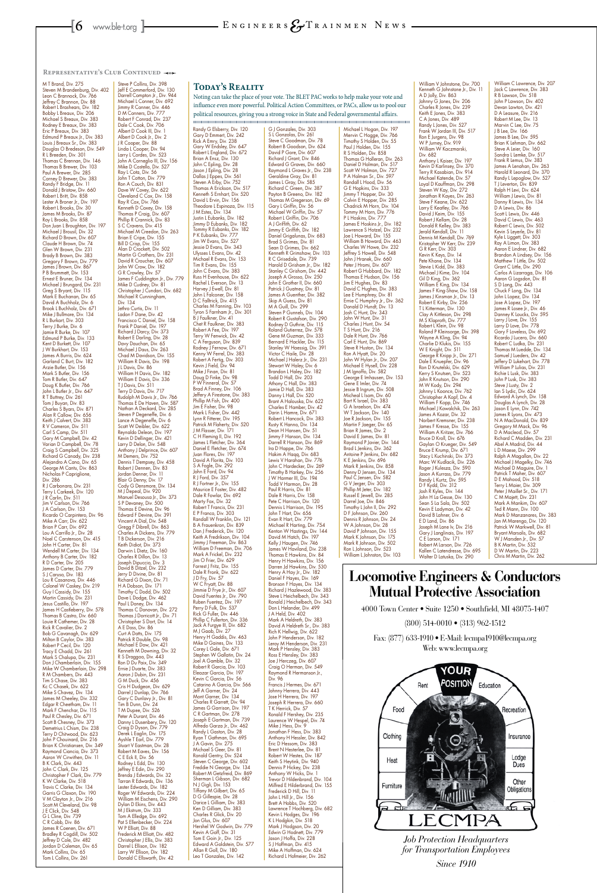## Representative's Club Continued

M T Brand, Div. 275
Steven M Brandenburg, Div. 402
Leon C Brannock, Div. 766
Jeffrey C Brannon, Div. 88
Robert L Brashears, Div. 182
Bobby L Breaux, Div. 206
Michael S Breaux, Div. 383
Rodney E Breaux, Div. 383
Eric P Breaux, Div. 383
Edmund P Breaux Jr., Div. 383
Louis J Breaux Sr., Div. 383
Douglas O Bredeson, Div. 549
R L Breeden, Div. 301
Thomas C Brennan, Div. 146
Thomas B Brewer, Div. 103
Paul A Brewer, Div. 285
Corney D Brewer, Div. 383
Randy F Bridge, Div. 11
Donald J Bristow, Div. 660
Robert L Britt, Div. 858
Lester A Broner Jr., Div. 197
Robert L Brooks, Div. 30
James M Brooks, Div. 87
Roy L Brooks, Div. 858
Don Juan L Broughton, Div. 197
Michael J Brousil, Div. 32
Richard D Brown, Div. 607
Claude H Brown, Div. 74
Glen W Brown, Div. 231
Brady B Brown, Div. 383
Gregory F Brown, Div. 779
James J Brown, Div. 867
P B Brummett, Div. 153
Ernest E Bruner, Div. 134
Michael J Brungard, Div. 231
Greg S Bryant, Div. 115
Mark E Buchanan, Div. 65
David A Buchholz, Div. 6
Brook L Buchholz, Div. 671
Mike J Bullmore, Div. 134
R L Burkart, Div. 303
Terry J Burke, Div. 6
Jamie R Burke, Div. 107
Edmund P Burke, Div. 133
Kent D Burkett, Div. 107
J W Burkhart, Div. 153
James A Burris, Div. 624
Garland C Burt, Div. 182
Arzie Butler, Div. 156
Mark S Butler, Div. 156
Tom R Butler, Div. 647
Doug K Butler, Div. 766
John L Butler Jr., Div. 647
R T Buttrey, Div. 261
Tom J Buyan, Div. 83
Charles S Byars, Div. 871
Alan R Callow, Div. 656
Keith J Calvert, Div. 383
R V Cameron, Div. 511
Carl S Camp, Div. 511
Gary M Campbell, Div. 42
Varian D Campbell, Div. 78
Craig S Campbell, Div. 325
Richard G Canady, Div. 238
Alejandro A Cano, Div. 65
George M Cantu, Div. 863
Nicholas P Capriglione, Div. 286
R J Carbonara, Div. 231
Terry L Carkeek, Div. 120
J R Carlin, Div. 511
Jim V Carlson, Div. 766
J A Carlson, Div. 153
Ricardo O Carpintero, Div. 96
Mike A Carr, Div. 622
Brian P Carr, Div. 692
Lou A Carrillo Jr., Div. 28
Noel C Carstenson, Div. 415
John H Carter, Div. 81
Wendell M Carter, Div. 134
Anthony B Carter, Div. 182
R D Carter, Div. 205
James D Carter, Div. 779
S J Caruso, Div. 183
Lou R Casanova, Div. 446
Colonel W Caskey, Div. 219
Guy I Cassidy, Div. 155
Martin Cassidy, Div. 231
Jesus Castillo, Div. 197
James H Castleberry, Div. 578
Thomas B Castro, Div. 660
Louie R Cathemer, Div. 28
Rick R Cavalier, Div. 2
Bob G Cavanagh, Div. 629
Milton B Caylor, Div. 383
Robert P Cecil, Div. 120
Tracy E Chadd, Div. 261
Mark S Chalupa, Div. 231
Don J Chamberlain, Div. 155
Mike W Chamberlain, Div. 298
R M Chambers, Div. 443
Tim S Chase, Div. 383
Kc C Chasek, Div. 622
Mike S Chavez, Div. 134
James M Cheeley, Div. 332
Edgar R Cheetham, Div. 11
Mark F Chenchar, Div. 115
Paul R Chesley, Div. 671
Scott B Chesney, Div. 373
Demetrius L Chism, Div. 238
Terry D Chitwood, Div. 623
John P Chouinard, Div. 216
Brian K Christiansen, Div. 349
Raymond Ciancia, Div. 373
Aaron W Cirwithen, Div. 11
B K Clark, Div. 443
John C Clark, Div. 125
Christopher F Clark, Div. 779
K W Clarke, Div. 518
Travis C Clarke, Div. 134
Garris G Claxon, Div. 190
V M Clayton Jr., Div. 216
Scott M Cleveland, Div. 98
J E Click, Div. 548
G L Cline, Div. 789
C R Cobb, Div. 86
James R Coenen, Div. 671
Bradley R Cogdill, Div. 502
Jeffrey D Cole, Div. 482
Jordan D Coleman, Div. 65
Mark Collins, Div. 65
Tom L Collins, Div. 261
Steve P Collins, Div. 398
Jeff E Commerford, Div. 130
Darrell Compton Jr., Div. 944
Michael L Conner, Div. 692
Jimmy R Conner, Div. 446
D M Conners, Div. 777
Robert F Conrad, Div. 237
Dale C Cook, Div. 706
Albert D Cook III, Div. 1
Albert D Cook Jr., Div. 2
J R Cooper, Div. 88
Linda L Cooper, Div. 94
Larry L Cordes, Div. 523
John A Corneglio III, Div. 156
Mike D Costello, Div. 527
Ray L Cota, Div. 56
John T Cotton, Div. 779
Ron A Couch, Div. 831
Dave W Covey, Div. 622
Cleveland C Cox, Div. 158
Ray R Cox, Div. 766
Kenneth D Coxey, Div. 158
Thomas P Craig, Div. 607
Phillip R Crannick, Div. 83
S C Cravens, Div. 415
Michael M Creedon, Div. 263
Brian E Cripe, Div. 155
Bill D Crisp, Div. 155
Alan D Crockett, Div. 502
Martin G Crothers, Div. 231
David R Croucher, Div. 607
John W Crow, Div. 182
G R Crowley, Div. 57
James F Cuddington Jr., Div. 779
Mike D Cudney, Div. 81
Christopher J Cundari, Div. 682
Michael R Cunningham, Div. 134
Jethro Curtis, Div. 11
Ladon F Dane, Div. 42
Francisco C Daniel, Div. 158
Frank P Daniel, Div. 197
Richard J Darcy, Div. 373
Robert E Darling, Div. 28
Davy Dauchan, Div. 65
Michael F Daus, Div. 263
Chad M Davidson, Div. 155
William R Davis, Div. 198
J L Davis, Div. 86
William H Davis, Div. 182
William E Davis, Div. 336
T J Davis, Div. 511
Terry D Davis, Div. 717
Rudolph M Davis Jr., Div. 766
Thomas E De Haven, Div. 587
Nathan A Deckard, Div. 285
Steven P Degeneffe, Div. 6
Lance A Degeneffe, Div. 6
Scott W Deibler, Div. 622
Reynaldo Deleon, Div. 197
Kevin D Dellinger, Div. 421
Larry D Delon, Div. 548
Anthony J Delprince, Div. 607
M Demers, Div. 752
Dennis T Dempsey, Div. 458
Robert J Dennen, Div. 83
Jordan Denner, Div. 11
Blair G Denny, Div. 17
Cody G Densmore, Div. 134
M J Depeal, Div. 920
Manuel Desousa Jr., Div. 373
S P Devaney, Div. 500
Thomas E Devine, Div. 96
Edward F Devine, Div. 391
Vincent A Dial, Div. 548
Gregg F Dibrell, Div. 863
Charles A Dickens, Div. 779
T B Dickerson, Div. 216
Keith Didici, Div. 373
Darwin L Dietz, Div. 160
Charles R Dillon, Div. 13
Joseph Dipuccio, Div. 3
David B Ditzel, Div. 232
Jerry D Divine, Div. 81
Richard G Dixon, Div. 71
H A Dobson, Div. 171
Timothy C Dodd, Div. 502
Dave L Dodge, Div. 462
Paul L Doney, Div. 134
Thomas C Donovan, Div. 272
Thomas J Dorricott Jr., Div. 71
Christopher S Dort, Div. 14
A E Doss, Div. 86
Curt A Dotts, Div. 175
Patrick R Double, Div. 98
Michael E Dow, Div. 421
Kenneth M Downing, Div. 32
R S Draggoo, Div. 443
Ron D Du Paix, Div. 349
Ernie J Duarte, Div. 383
Aaron J Dubin, Div. 231
G M Duck, Div. 456
Cris H Dudgeon, Div. 629
Darrel J Dunlap, Div. 766
Gary C Dunlavy Jr., Div. 81
Tim B Dunn, Div. 24
T M Dupee, Div. 526
Peter A Durant, Div. 46
Danny L Dusenbery, Div. 120
Craig D Dyson, Div. 779
Derek L Eaglin, Div. 175
Ayshle T Earl, Div. 779
Stuart V Eastman, Div. 28
Robert M Eaves, Div. 156
C E Eck II, Div. 56
Rodney L Edd, Div. 130
Jeffrey E Edin, Div. 290
Brenda J Edwards, Div. 32
Tarran R Edwards, Div. 136
Lester Edwards, Div. 182
Roger W Edwards, Div. 224
William M Eischens, Div. 290
Dylan D Ekins, Div. 443
M J Ekstrum, Div. 333
Tom A Elledge, Div. 692
Pat S Ellenbecker, Div. 224
W P Elliott, Div. 88
Frederick M Elliott, Div. 482
Christopher J Ellis, Div. 383
Darrel L Ellison, Div. 182
Larry W Ellison, Div. 182
Donald C Ellsworth, Div. 42

## Today's Reality

Noting can take the place of your vote. The BLET PAC works to help make your vote and influence even more powerful. Political Action Committees, or PACs, allow us to pool our political resources, giving you a strong voice in State and Federal governmental affairs.

Randy G Elsberry, Div. 120
Gary D Emmert, Div. 242
Rick A Emry, Div. 238
Gary W Endsley, Div. 647
Robert L England, Div. 672
Brian A Ensz, Div. 130
John C Epling, Div. 28
Jason J Epling, Div. 28
Dallas J Eppes, Div. 561
Steven A Erby, Div. 752
Thomas A Erickson, Div. 517
Kenneth S Ernhart, Div. 520
David L Ervin, Div. 156
Theodore L Espinoza, Div. 115
J M Estes, Div. 134
Justin L Eubanks, Div. 182
Jimmy D Eubanks, Div. 182
Tommy R Eubanks, Div. 182
P K Eubanks, Div. 777
Jim W Evans, Div. 527
Jessie D Evans, Div. 343
Ulysses L Evans, Div. 42
Michael R Evans, Div. 153
Tim R Evans, Div. 155
John C Evans, Div. 383
Russ H Evenhouse, Div. 622
Rachel L Everson, Div. 13
Harvey J Ewell, Div. 81
John L Falconer, Div. 158
D C Fallstick, Div. 415
Charles M Fanning, Div. 103
Tyron S Farnham Jr., Div. 301
B J Faulkner, Div. 41
Chet R Faulkner, Div. 383
Robert A Fee, Div. 197
Terry W Fenwick, Div. 42
C A Ferguson, Div. 839
Rodney J Ferrow, Div. 671
Kenny W Ferrel, Div. 383
Robert A Fertig, Div. 303
Kevin J Field, Div. 94
Mike J Finan, Div. 81
Doug D Finke, Div. 98
P W Finneral, Div. 57
Brad A Finney, Div. 106
Jeffery A Firestone, Div. 383
Phillip M Fish, Div. 400
Jim E Fisher, Div. 98
Mark L Fisher, Div. 442
Lynn R Fitterer, Div. 195
Patrick M Flaherty, Div. 520
J M Flasser, Div. 171
C H Fleming II, Div. 192
James L Fletcher, Div. 364
Daniel R Fletcher, Div. 674
Juan Flores, Div. 197
David A Florita, Div. 103
S A Fogle, Div. 292
John E Ford, Div. 94
R J Ford, Div. 357
R J Fortner Jr., Div. 155
Maurice F Foster, Div. 482
Dale R Fowlar, Div. 692
Marty Fox, Div. 32
Robert T Francis, Div. 231
E P Franco, Div. 303
Randall W Franklin, Div. 121
B A Frauenkron, Div. 839
Dan J Frederick, Div. 120
Keith A Fredrikson, Div. 104
Jimmy J Freeman, Div. 863
William P Freeman, Div. 706
Mark A Frickel, Div. 232
Jim O Frier, Div. 629
Forrest J Fritz, Div. 155
Dale R Fronk, Div. 622
J D Fry, Div. 57
W C Fryatt, Div. 88
Jimmie D Frye Jr., Div. 607
David Fuentes Jr., Div. 790
Ruben Fuentez, Div. 197
Perry D Fulk, Div. 537
Rick G Fuller, Div. 446
Phillip C Fullerton, Div. 336
Jack A Furgye III, Div. 682
M J Gaab, Div. 27
Henry H Gaddis, Div. 463
Mike D Gaines, Div. 133
Corey L Gale, Div. 671
Stephen W Gallatin, Div. 24
Joel A Gamble, Div. 32
Robert R Garcia, Div. 103
Eleazar Garcia, Div. 197
Kevin C Garcia, Div. 56
Catarino A Garcia, Div. 566
Jeff A Garner, Div. 24
Mont Garner, Div. 134
Charles R Garrett, Div. 94
James G Garrison, Div. 197
C R Gartman, Div. 278
Joseph E Gartman, Div. 739
Alfredo Garza Jr., Div. 462
Randy L Gaston, Div. 28
Ryan T Gathman, Div. 695
J A Gavin, Div. 275
Michael S Geer, Div. 81
Ronald Gentry, Div. 524
Steven C George, Div. 602
Freddie N George, Div. 134
Robert M Getzfreid, Div. 869
Sherman L Gibson, Div. 682
N J Gigli, Div. 153
Tiffany M Gilbert, Div. 65
D G Gillespie, Div. 28
Darice L Gilliam, Div. 383
Ken D Gilliam, Div. 383
Charles R Glick, Div. 20
Jon Glus, Div. 607
Hershel W Godwin, Div. 779
Kevin A Goff, Div. 31
Tom E Goin Jr., Div. 125
Edward A Goldstein, Div. 577
Allan R Goll, Div. 180
Leo T Gonzales, Div. 142
G J Gonzales, Div. 303
S L Gonzalas, Div. 261
Steve C Goodman, Div. 78
Robert B Goodson, Div. 624
David P Gore, Div. 607
Richard J Grant, Div. 846
Edward G Graves, Div. 660
Raymond L Graves Jr., Div. 238
Geraldine Gray, Div. 81
James L Gray, Div. 585
Richard C Green, Div. 387
Payton B Greeno, Div. 182
Thomas M Gregerson, Div. 69
Gary L Griffin, Div. 56
Michael W Griffin, Div. 57
Robert L Griffin, Div. 706
A J Griffith, Div. 62
Jimmy E Griffith, Div. 182
Daniel Grigalunas, Div. 683
Brad S Grimes, Div. 81
Sean D Grimes, Div. 662
Kenneth R Grimshaw, Div. 103
R C Grisedale, Div. 739
Harold D Grisham Jr., Div. 182
Stanley C Grishom, Div. 442
Joseph A Grosso, Div. 250
John E Grother II, Div. 660
Patrick J Guatney, Div. 81
James A Guenther, Div. 382
Skip A Guess, Div. 81
M A Guill, Div. 299
Steven P Gunnels, Div. 104
Robert R Gustafson, Div. 290
Rodney D Guthrie, Div. 115
Roland Gutierrez, Div. 578
Gene M Guzman, Div. 333
Bernard E Hackler, Div. 115
Stanley W Hadaway, Div. 391
Victor C Haile, Div. 28
Michael J Halerz Jr., Div. 231
Stewart W Haley, Div. 6
Brandon L Haley, Div. 182
Todd D Hall, Div. 203
Alfonso T Hall, Div. 383
Jamie D Hall, Div. 383
Danny L Hall, Div. 520
Brant A Halouska, Div. 622
Charles E Hamber, Div. 42
Darin L Hamre, Div. 671
Robert L Hancock, Div. 383
Rusty K Hanno, Div. 134
Dean H Hansen, Div. 51
Jimmy F Hanson, Div. 134
Darrell R Hanson, Div. 869
Ira D Happe, Div. 766
Hakim A Haqq, Div. 683
Lewis V Harahan, Div. 776
John C Hardecker, Div. 269
Timothy B Harkey, Div. 256
J W Harmer III, Div. 194
Todd V Harmon, Div. 28
Paul R Harris, Div. 81
Dale R Harris, Div. 158
Pete C Harrison, Div. 120
Dennis L Harrison, Div. 195
John T Hart, Div. 656
Evan R Hart, Div. 779
Michael R Harting, Div. 754
Kenton W Hastings, Div. 144
David M Hatch, Div. 197
Kelly J Haugen, Div. 746
James W Haviland, Div. 238
Thomas E Hawkins, Div. 84
Henry H Hawkins, Div. 156
Darren Jd Hawkins, Div. 530
Henry A Hay Jr., Div. 182
Daniel F Hayes, Div. 169
Bronson F Hayes, Div. 134
Richard J Hazlewood, Div. 383
Steve L Heichelbech, Div. 343
Ronald J Heichelbech, Div. 343
Don L Helander, Div. 499
J A Held, Div. 402
Mark A Heldreth, Div. 383
David A Heldreth Sr., Div. 383
Rich K Hellwig, Div. 622
John P Henderson, Div. 182
Leroy M Henderson, Div. 231
Mark P Hensley, Div. 383
Ross E Hensley, Div. 383
Joe J Herczeg, Div. 607
Craig O Herman, Div. 549
Raymond R Hermanson Jr., Div. 96
Francis J Hermes, Div. 671
Johnny Herrera, Div. 443
Jose H Herrera, Div. 197
Joseph R Herrera, Div. 660
T K Herrick, Div. 57
Ronald F Hershey, Div. 235
Laurence W Hespel, Div. 74
Mike J Hess, Div. 9
Jonathan F Hess, Div. 383
Anthony H Hessler, Div. 842
Eric D Hesson, Div. 383
Brent N Hesterlee, Div. 81
Robert W Hestes, Div. 187
Keith S Heytink, Div. 940
Dennis P Hickey, Div. 238
Anthony W Hicks, Div. 1
Trevor D Hildenbrand, Div. 104
Milfred E Hilderbrand, Div. 155
Frederick D Hill, Div. 11
John L Hill Jr., Div. 156
Brett A Hobbs, Div. 520
Lawrence T Hochberg, Div. 682
Kevin L Hodges, Div. 196
K L Hodgkin, Div. 518
Mark J Hodgson, Div. 20
Edwin G Hodnett, Div. 779
Jason J Hoffa, Div. 228
S J Hoffman, Div. 415
Mike A Hoffman, Div. 624
Richard L Hofmeier, Div. 262
Michael L Hogan, Div. 197
Mervin C Hogge, Div. 766
Timothy S Holden, Div. 55
Paul J Holden, Div. 155
R S Holden, Div. 858
Thomas G Holleran, Div. 263
Daniel D Holman, Div. 517
Scott W Holman, Div. 727
P A Holman Sr., Div. 597
Randall L Hood, Div. 56
G E Hopkins, Div. 333
Jimmy T Hopper, Div. 30
Calvin E Hopper, Div. 285
Chadrick M Horn, Div. 104
Tommy M Horn, Div. 776
P L Hoskins, Div. 777
James E Hoskins Jr., Div. 182
Lawrence S Hotzel, Div. 232
Joe L Howard, Div. 155
William B Howard, Div. 463
Charles W Howe, Div. 232
Jeffrey S Howell, Div. 548
John J Hranek, Div. 660
Peter J Hromi, Div. 607
Robert G Hubbard, Div. 182
Thomas E Hudson, Div. 156
Jim E Hughes, Div. 83
David C Hughes, Div. 383
Lee E Humphrey, Div. 81
Ernie C Humphry Jr., Div. 362
Donald D Hund, Div. 13
Josh C Hunt, Div. 343
John W Hunt, Div. 31
Charles J Hunt, Div. 54
T S Hunt, Div. 216
Dale R Hunt, Div. 766
Carl E Hunt, Div. 869
Steve R Huston, Div. 134
Ron A Hyatt, Div. 20
John W Hylan Jr., Div. 207
Michael E Hysell, Div. 228
J M Ignoffo, Div. 582
George E Imhausen, Div. 153
Gene E Imler, Div. 74
Jessie B Ingram, Div. 508
Micheal L Isom, Div. 60
Bart K Israel, Div. 383
G A Istrekton, Div. 474
W T Jackson, Div. 140
Joe R Jackson, Div. 155
Martin F Jaeger, Div. 65
Brian R James, Div. 2
David E James, Div. 81
Raymond P Javier, Div. 144
Brad L Jenkins, Div. 362
Antoine P Jenkins, Div. 682
K E Jenkins, Div. 696
Mark R Jenkins, Div. 858
Denny D Jensen, Div. 134
Paul C Jensen, Div. 582
G V Jerger, Div. 303
Phillip M Jeter, Div. 182
Russel E Jewell, Div. 285
Darrel Joe, Div. 846
Timothy L Johns, Div. 292
D F Johnson, Div. 260
Dennis R Johnson, Div. 24
W A Johnson, Div. 28
David P Johnson, Div. 155
Mark K Johnson, Div. 175
Mark R Johnson, Div. 502
Ron L Johnson, Div. 523
William L Johnston, Div. 103
William V Johnstone, Div. 700
Kenneth G Johnstone Jr., Div. 11
A D Jolly, Div. 863
Johnny G Jones, Div. 206
Charles R Jones, Div. 239
Keith E Jones, Div. 383
C A Jones, Div. 489
Randy L Jones, Div. 527
Frank W Jordan III, Div. 517
Ron E Jurgens, Div. 98
W P Jurney, Div. 919
William W Kaczmarski, Div. 682
Anthony L Kaiser, Div. 197
Kevin D Karlinsey, Div. 370
Terry R Kasabian, Div. 914
Michael Katende, Div. 57
Loyal D Kauffman, Div. 298
Steven W Kay, Div. 272
Jonathan R Kayes, Div. 263
Steve F Keane, Div. 622
Larry E Keatley, Div. 766
David J Keim, Div. 155
Robert J Kellam, Div. 28
Donald R Kelley, Div. 383
Jerald Kendall, Div. 11
Dennis M Kendall, Div. 769
Kristopher W Kerr, Div. 239
G R Kerr, Div. 303
Kevin K Keys, Div. 14
Pete Khane, Div. 134
Stevie L Kidd, Div. 383
Michael J Kime, Div. 104
Gil D King, Div. 362
William E King, Div. 134
James F King Shaw, Div. 158
James J Kinsman Jr., Div. 13
Robert E Kirby, Div. 256
T L Kitterman, Div. 130
Clay A Kittleson, Div. 298
M S Klaproth, Div. 777
Robert L Klein, Div. 98
Roland P Kleinsorge, Div. 398
Wayne A Kling, Div. 94
Charlie D Klukis, Div. 155
W E Knight, Div. 511
George R Knipp Jr., Div. 271
Dale E Knoepfer, Div. 96
Ron D Knutelski, Div. 629
Kerry S Knutsen, Div. 523
John R Knutson, Div. 290
M W Kody, Div. 294
Johnny L Koonce, Div. 762
Christopher A Kopf, Div. 4
William F Kopp, Div. 746
Michael J Kowalchik, Div. 263
James A Kozar, Div. 32
Norbert Kremsner, Div. 238
James F Kresse, Div. 155
William A Kritzer, Div. 766
Bruce D Kroll, Div. 676
Gaylan O Krueger, Div. 549
Bruce E Krump, Div. 671
Stacy L Kuchinski, Div. 373
Marc W Kudlacik, Div. 226
Roger J Kulesza, Div. 590
Jason A Kurrass, Div. 779
Randy L Kurtz, Div. 595
D F Kydd, Div. 312
Josh R Kyles, Div. 144
John H La Gesse, Div. 130
Sean S La Sala, Div. 502
Kevin E Ladyman, Div. 42
David B Lahner, Div. 6
E D Land, Div. 86
Joseph M Lane Iv, Div. 216
Gary J Langlinais, Div. 197
C E Larson, Div. 171
Robert M Larson, Div. 726
Kallen C Latendresse, Div. 695
Walter D Latuska, Div. 290
William C Lawrence, Div. 207
Jack C Lawrence, Div. 383
R B Lawson, Div. 518
John P Lawson, Div. 402
Devan Lawton, Div. 421
D A Leasure, Div. 216
Robert M Lee, Div. 13
Marvin C Lee, Div. 75
J B Lee, Div. 166
James B Lee, Div. 595
Brian K Lehman, Div. 662
Steve A Leier, Div. 160
Sandra L Lemke, Div. 517
Frank R Lemus, Div. 383
James A Lenahan, Div. 263
Harold R Leonard, Div. 370
Randy L Lepoglow, Div. 527
T J Leverton, Div. 839
Ralph H Levi, Div. 624
William J Lewis, Div. 81
Donny R Lewis, Div. 134
D A Lewis, Div. 86
Scott L Lewis, Div. 446
David C Lewis, Div. 463
Robert C Lewis, Div. 502
Kevin S Leyerle, Div. 81
Kyle L Liggett, Div. 303
Ray A Limon, Div. 383
Aaron E Lindner, Div. 682
Brandon A Lindsey, Div. 156
Matthew T Little, Div. 502
Grant C Little, Div. 290
Carlos A Lizarraga, Div. 106
Aaron G Logsdon, Div. 81
S D Long, Div. 443
Chuck F Long, Div. 134
John L Lopez, Div. 134
Jose A Lopez, Div. 197
James R Losee Jr., Div. 46
Danney K Loucks, Div. 595
Larry J Love, Div. 155
Larry D Love, Div. 778
Gary F Loveless, Div. 692
Ricardo J Lucero, Div. 660
Robert C Ludka, Div. 231
Thomas M Luedde, Div. 134
Samuel J Lueders, Div. 42
Jeffery D Lukehart, Div. 778
William P Lulias, Div. 231
Richie L Lusk, Div. 383
John P Lusk, Div. 383
Steve J Lusty, Div. 2
Ian S Lydic, Div. 624
Edward A Lynch, Div. 158
Douglas A Lynch, Div. 28
Jason E Lynn, Div. 742
James R Lyons, Div. 473
N A MacDonald, Div. 839
Gregory M Mack, Div. 96
D A Macleod, Div. 57
Richard C Madden, Div. 231
Abel A Madrid, Div. 44
L D Maese, Div. 299
Ralph A Magallon, Div. 22
Michael J Magelky, Div. 746
Michael D Maguire, Div. 1
Patrick T Maher, Div. 607
D E Mahood, Div. 518
Terry L Maier, Div. 309
Peter J Maillet Sr., Div. 171
C M Majett, Div. 231
Mark A Mankim, Div. 607
Ted R Mann, Div. 100
Mark D Manzanares, Div. 383
Jan M Marengo, Div. 120
Patrick W Markwell, Div. 81
Bryant Marsalis, Div. 682
W J Marsden Jr., Div. 57
B K Martin, Div. 532
D W Martin, Div. 223
Chris M Martin, Div. 262

## Locomotive Engineers & Conductors Mutual Protective Association

4000 Town Center • Suite 1250 • Southfield, MI 48075-1407

(800) 514-0010 • (313) 962-1512

Fax: (877) 633-1910 • E-Mail: lecmpa1910@lecmpa.org

Web: www.lecmpa.org

YOUR POSITION

Rent
Education
Food
Recreation
Clothing
Insurance
Heat
Lodge Dues
Furniture
Other Obligations

LECMPA

*Job Protection Headquarters for Transportation Employees*

*Since 1910*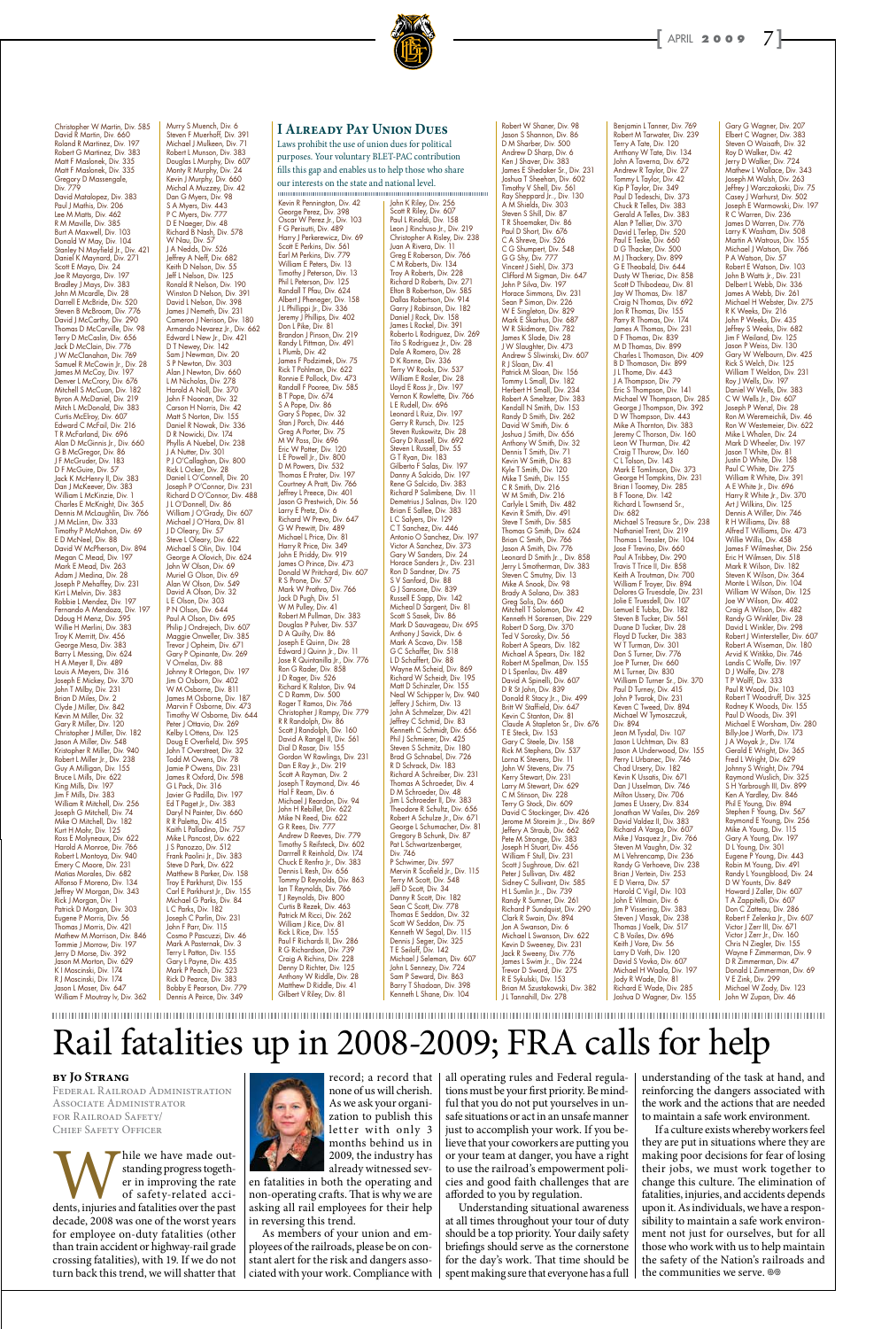Christopher W Martin, Div. 585
David R Martin, Div. 660
Roland R Martinez, Div. 197
Robert G Martinez, Div. 383
Matt F Maslonek, Div. 335
Matt F Maslonek, Div. 335
Gregory D Massengale, Div. 779
David Matalopez, Div. 383
Paul J Mathis, Div. 206
Lee M Matts, Div. 462
R M Maville, Div. 385
Burt A Maxwell, Div. 103
Donald W May, Div. 104
Stanley N Mayfield Jr., Div. 421
Daniel K Maynard, Div. 271
Scott E Mayo, Div. 24
Joe R Mayorga, Div. 197
Bradley J Mays, Div. 383
John M Mcardle, Div. 28
Darrell E McBride, Div. 520
Steven B McBroom, Div. 776
David J McCarthy, Div. 290
Thomas D McCarville, Div. 98
Terry D McCaslin, Div. 656
Jack D McClain, Div. 776
J W McClanahan, Div. 769
Samuel R McCowin Jr., Div. 28
James M McCoy, Div. 197
Denver L McCrory, Div. 676
Mitchell S McCuan, Div. 182
Byron A McDaniel, Div. 219
Mitch L McDonald, Div. 383
Curtis McElroy, Div. 607
Edward C McFail, Div. 216
T R McFarland, Div. 696
Alan D McGinnis Jr., Div. 660
G B McGregor, Div. 86
J F McGruder, Div. 183
D F McGuire, Div. 57
Jack K McHenry II, Div. 383
Dan J McKeever, Div. 383
William L McKinzie, Div. 1
Charles E McKnight, Div. 365
Dennis M McLaughlin, Div. 766
J M McLinn, Div. 333
Timothy P McMahon, Div. 69
E D McNeel, Div. 88
David W McPherson, Div. 894
Megan C Mead, Div. 197
Mark E Mead, Div. 263
Adam J Medina, Div. 28
Joseph P Mehaffey, Div. 231
Kirt L Melvin, Div. 383
Robbie L Mendez, Div. 197
Fernando A Mendoza, Div. 197
Ddoug H Menz, Div. 595
Willie H Merlini, Div. 383
Troy K Merritt, Div. 456
George Mesa, Div. 383
Barry L Messing, Div. 624
H A Meyer II, Div. 489
Louis A Meyers, Div. 316
Joseph E Mickey, Div. 370
John T Milby, Div. 231
Brian D Miles, Div. 2
Clyde J Miller, Div. 842
Kevin M Miller, Div. 32
Gary R Miller, Div. 120
Christopher J Miller, Div. 182
Jason A Miller, Div. 548
Kristopher R Miller, Div. 940
Robert L Miller Jr., Div. 238
Guy A Milligan, Div. 155
Bruce L Mills, Div. 622
King Mills, Div. 197
Jim F Mills, Div. 383
William R Mitchell, Div. 256
Joseph G Mitchell, Div. 74
Mike O Mitchell, Div. 182
Kurt H Mohr, Div. 125
Ross E Molyneaux, Div. 622
Harold A Monroe, Div. 766
Robert L Montoya, Div. 940
Emery C Moore, Div. 231
Matias Morales, Div. 682
Alfonso F Moreno, Div. 134
Jeffrey W Morgan, Div. 343
Rick J Morgan, Div. 1
Patrick D Morgan, Div. 303
Eugene P Morris, Div. 56
Thomas J Morris, Div. 421
Mathew M Morrison, Div. 846
Tommie J Morrow, Div. 197
Jerry D Morse, Div. 392
Jason M Morton, Div. 629
K I Moscinski, Div. 174
R J Moscinski, Div. 174
Jason L Moser, Div. 647
William F Moutray Iv, Div. 362

Murry S Muench, Div. 6
Steven F Muerhoff, Div. 391
Michael J Mulkeen, Div. 71
Robert L Munson, Div. 383
Douglas L Murphy, Div. 607
Monty R Murphy, Div. 24
Kevin J Murphy, Div. 660
Michal A Muzzey, Div. 42
Dan G Myers, Div. 98
S A Myers, Div. 443
P C Myers, Div. 777
D E Naeger, Div. 48
Richard B Nash, Div. 578
W Nau, Div. 57
J A Nedds, Div. 526
Jeffrey A Neff, Div. 682
Keith D Nelson, Div. 55
Jeff L Nelson, Div. 125
Ronald R Nelson, Div. 190
Winston D Nelson, Div. 391
David L Nelson, Div. 398
James J Nemeth, Div. 231
Cameron J Nerison, Div. 180
Armando Nevarez Jr., Div. 662
Edward L New Jr., Div. 421
D T Newey, Div. 142
Sam J Newman, Div. 20
S P Newton, Div. 303
Alan J Newton, Div. 660
L M Nicholas, Div. 278
Harold A Noll, Div. 370
John F Noonan, Div. 32
Carson H Norris, Div. 42
Matt S Norton, Div. 155
Daniel R Nowak, Div. 336
D R Nowicki, Div. 174
Phyllis A Nuebel, Div. 238
J A Nutter, Div. 301
P J O'Callaghan, Div. 800
Rick L Ocker, Div. 28
Daniel L O'Connell, Div. 20
Joseph P O'Connor, Div. 231
Richard D O'Connor, Div. 488
J L O'Donnell, Div. 86
William J O'Grady, Div. 607
Michael J O'Hara, Div. 81
J D Oleary, Div. 57
Steve L Oleary, Div. 622
Michael S Olin, Div. 104
George A Olovich, Div. 624
John W Olson, Div. 69
Muriel G Olson, Div. 69
Alan W Olson, Div. 549
David A Olson, Div. 32
L E Olson, Div. 303
P N Olson, Div. 644
Paul A Olson, Div. 695
Philip J Ondrejech, Div. 607
Maggie Onweller, Div. 385
Trevor J Opheim, Div. 671
Gary P Opinante, Div. 269
V Ornelas, Div. 88
Johnny R Ortegon, Div. 197
Jim O Osborn, Div. 402
W M Osborne, Div. 811
James M Osborne, Div. 187
Marvin F Osborne, Div. 473
Timothy W Osborne, Div. 644
Peter J Ottavio, Div. 269
Kelby L Ottens, Div. 125
Doug E Overfield, Div. 595
John T Overstreet, Div. 32
Todd M Owens, Div. 78
Jamie P Owens, Div. 231
James R Oxford, Div. 598
G L Pack, Div. 316
Javier G Padilla, Div. 197
Ed T Paget Jr., Div. 383
Daryl N Painter, Div. 600
R R Paletta, Div. 415
Kaith L Palladino, Div. 757
Mike L Pancost, Div. 622
J S Panozzo, Div. 512
Frank Paolini Jr., Div. 383
Steve D Park, Div. 622
Matthew B Parker, Div. 158
Troy E Parkhurst, Div. 155
Carl E Parkhurst Jr., Div. 155
Michael G Parks, Div. 84
L C Parks, Div. 182
Joseph C Parlin, Div. 231
John F Parr, Div. 115
Cosmo P Pascuzzi, Div. 46
Mark A Pasternak, Div. 3
Terry L Patton, Div. 155
Gary L Payne, Div. 435
Mark P Peach, Div. 523
Rick D Pearce, Div. 383
Bobby E Pearson, Div. 779
Dennis A Peirce, Div. 349

## I Already Pay Union Dues

Laws prohibit the use of union dues for political purposes. Your voluntary BLET-PAC contribution fills this gap and enables us to help those who share our interests on the state and national level.

Kevin R Pennington, Div. 42
George Perez, Div. 398
Oscar W Perez Jr., Div. 103
F G Perisutti, Div. 489
Harry J Perkerewicz, Div. 69
Scott E Perkins, Div. 561
Earl M Perkins, Div. 779
William E Peters, Div. 13
Timothy J Peterson, Div. 13
Phil L Peterson, Div. 125
Randall T Pfau, Div. 624
Albert J Pheneger, Div. 158
J L Phillippi Jr., Div. 336
Jeremy J Phillips, Div. 402
Don L Pike, Div. 81
Brandon J Pinson, Div. 219
Randy L Pittman, Div. 491
L Plumb, Div. 42
James F Podzimek, Div. 75
Rick T Pohlman, Div. 622
Ronnie E Pollock, Div. 473
Randall F Pooree, Div. 585
B T Pope, Div. 674
S A Pope, Div. 86
Gary S Popec, Div. 32
Stan J Porch, Div. 446
Greg A Porter, Div. 75
M W Poss, Div. 696
Eric W Potter, Div. 120
L E Powell Jr., Div. 800
D M Powers, Div. 532
Thomas E Prater, Div. 197
Courtney A Pratt, Div. 766
Jeffrey L Preece, Div. 401
Jason G Prestwich, Div. 56
Larry E Pretz, Div. 6
Richard W Prewo, Div. 647
G W Prewitt, Div. 489
Michael L Price, Div. 81
Harry R Price, Div. 349
John E Priddy, Div. 919
James O Prince, Div. 473
Donald W Pritchard, Div. 607
R S Prone, Div. 57
Mark W Prothro, Div. 766
Jack D Pugh, Div. 51
W M Pulley, Div. 41
Robert M Pullman, Div. 383
Douglas P Pulver, Div. 537
D A Quilty, Div. 86
Joseph E Quinn, Div. 28
Edward J Quinn Jr., Div. 11
Jose R Quintanilla Jr., Div. 776
Ron G Rader, Div. 858
J D Rager, Div. 526
Richard K Ralston, Div. 94
C D Ramm, Div. 500
Roger T Ramos, Div. 766
Christopher J Rampy, Div. 779
R R Randolph, Div. 86
Scott J Randolph, Div. 160
David A Rangel II, Div. 561
Dial D Rasar, Div. 155
Gordon W Rawlings, Div. 231
Dan E Ray Jr., Div. 219
Scott A Rayman, Div. 2
Joseph T Raymond, Div. 46
Hal F Ream, Div. 6
Michael J Reardon, Div. 94
John H Rebillet, Div. 622
Mike N Reed, Div. 622
G R Rees, Div. 777
Andrew D Reeves, Div. 779
Timothy S Reifsteck, Div. 602
Darrell R Reinhold, Div. 174
Chuck E Renfro Jr., Div. 383
Dennis L Resh, Div. 656
Tommy D Reynolds, Div. 863
Ian T Reynolds, Div. 766
T J Reynolds, Div. 800
Curtis B Rezek, Div. 463
Patrick M Ricci, Div. 262
William J Rice, Div. 81
Rick L Rice, Div. 155
Paul F Richards II, Div. 286
R G Richardson, Div. 739
Craig A Richins, Div. 228
Denny D Richter, Div. 125
Anthony W Riddle, Div. 28
Matthew D Riddle, Div. 41
Gilbert V Riley, Div. 81

John K Riley, Div. 256
Scott R Riley, Div. 607
Paul L Rinaldi, Div. 158
Leon J Rinchuso Jr., Div. 219
Christopher A Risley, Div. 238
Juan A Rivera, Div. 11
Greg E Roberson, Div. 766
C M Roberts, Div. 134
Troy A Roberts, Div. 228
Richard D Roberts, Div. 271
Elton B Robertson, Div. 585
Dallas Robertson, Div. 914
Garry J Robinson, Div. 182
Daniel J Rock, Div. 158
James L Rockel, Div. 391
Roberto L Rodriguez, Div. 269
Tita S Rodriguez Jr., Div. 28
Dale A Romero, Div. 28
D K Ronne, Div. 336
Terry W Rooks, Div. 537
William E Rosler, Div. 28
Lloyd E Ross Jr., Div. 197
Vernon K Rowlette, Div. 766
L E Rudell, Div. 696
Leonard L Ruiz, Div. 197
Gerry R Rursch, Div. 125
Steven Ruskowitz, Div. 28
Gary D Russell, Div. 692
Steven L Russell, Div. 55
G T Ryan, Div. 183
Gilberto F Salas, Div. 197
Danny A Salcido, Div. 197
Rene G Salcido, Div. 383
Richard P Salmbene, Div. 11
Demetrius J Salinas, Div. 120
Brian E Salles, Div. 383
L C Salyers, Div. 129
C T Sanchez, Div. 446
Antonio O Sanchez, Div. 197
Victor A Sanchez, Div. 373
Gary W Sanders, Div. 24
Horace Sanders Jr., Div. 231
Ron D Sandner, Div. 75
S V Sanford, Div. 88
G J Sansone, Div. 839
Russell E Sapp, Div. 142
Micheal D Sargent, Div. 81
Scott S Sasek, Div. 86
Mark D Sauvageau, Div. 695
Anthony J Savick, Div. 6
Mark A Scavo, Div. 158
G C Schaffer, Div. 518
L D Schaffert, Div. 88
Wayne M Scheid, Div. 869
Richard W Scheidt, Div. 195
Matt D Schinzler, Div. 155
Neal W Schipper Iv, Div. 940
Jeffery J Schirm, Div. 13
John A Schmelzer, Div. 421
Jeffrey C Schmid, Div. 83
Kenneth C Schmidt, Div. 656
Phil J Schmierer, Div. 425
Steven S Schmitz, Div. 180
Brad G Schnabel, Div. 726
R D Schrack, Div. 183
Richard A Schreiber, Div. 231
Thomas A Schroeder, Div. 4
D M Schroeder, Div. 48
Jim L Schroeder II, Div. 383
Theodore R Schultz, Div. 656
Robert A Schulze Jr., Div. 671
George L Schumacher, Div. 81
Gregory B Schunk, Div. 87
Pat L Schwartzenberger, Div. 746
P Schwimer, Div. 597
Mervin R Scofield Jr., Div. 115
Terry M Scott, Div. 548
Jeff D Scott, Div. 34
Danny R Scott, Div. 182
Sean C Scott, Div. 778
Thomas E Seddon, Div. 32
Scott W Seddon, Div. 75
Kenneth W Segal, Div. 115
Dennis J Seger, Div. 325
T E Seiloff, Div. 142
Michael J Seleman, Div. 607
John L Sennezy, Div. 724
Sam P Seward, Div. 863
Barry T Shadoan, Div. 398
Kenneth L Shane, Div. 104

Robert W Shaner, Div. 98
Jason S Shannon, Div. 86
D M Sharber, Div. 500
Andrew D Sharp, Div. 6
Ken J Shaver, Div. 383
James E Shedaker Sr., Div. 231
Joshua T Sheehan, Div. 602
Timothy V Shell, Div. 561
Ray Sheppard Jr., Div. 130
A M Shields, Div. 303
Steven S Shill, Div. 87
T R Shoemaker, Div. 86
Paul D Short, Div. 676
C A Shreve, Div. 526
C G Shumpert, Div. 548
G G Shy, Div. 777
Vincent J Siehl, Div. 373
Clifford M Sigman, Div. 647
John P Silva, Div. 197
Horace Simmons, Div. 231
Sean P Simon, Div. 226
W E Singleton, Div. 829
Mark E Skarhus, Div. 687
W R Skidmore, Div. 782
James K Slade, Div. 28
J W Slaughter, Div. 473
Andrew S Sliwinski, Div. 607
R J Sloan, Div. 41
Patrick M Sloan, Div. 156
Tommy L Small, Div. 182
Herbert H Small, Div. 234
Robert A Smeltzer, Div. 383
Kendall N Smith, Div. 153
Randy D Smith, Div. 262
David W Smith, Div. 6
Joshua J Smith, Div. 656
Anthony W Smith, Div. 32
Dennis T Smith, Div. 71
Kevin W Smith, Div. 83
Kyle T Smith, Div. 120
Mike T Smith, Div. 155
C R Smith, Div. 216
W M Smith, Div. 216
Carlyle L Smith, Div. 482
Kevin R Smith, Div. 491
Steve T Smith, Div. 585
Thomas G Smith, Div. 624
Brian C Smith, Div. 766
Jason A Smith, Div. 776
Leonard D Smith Jr., Div. 858
Jerry L Smotherman, Div. 383
Steven C Smutny, Div. 13
Mike A Snook, Div. 98
Brady A Solano, Div. 383
Greg Solis, Div. 660
Mitchell T Solomon, Div. 42
Kenneth H Sorensen, Div. 229
Robert D Sorg, Div. 370
Ted V Sorosky, Div. 56
Robert A Spears, Div. 182
Michael A Spears, Div. 182
Robert M Spellman, Div. 155
D L Spenlau, Div. 489
David A Spinelli, Div. 607
D R St John, Div. 839
Donald R Stacy Jr., Div. 499
Britt W Staffeld, Div. 647
Kevin C Stanton, Div. 81
Claude A Stapleton Sr., Div. 676
T E Steck, Div. 153
Gary C Steele, Div. 158
Rick M Stephens, Div. 537
Lorna K Stevens, Div. 11
John W Stevens, Div. 75
Kerry Stewart, Div. 231
Larry M Stewart, Div. 629
C M Stinson, Div. 228
Terry G Stock, Div. 609
David C Stockinger, Div. 426
Jerome M Storeim Jr., Div. 869
Jeffery A Straub, Div. 662
Pete M Stronge, Div. 383
Joseph H Stuart, Div. 456
William F Stull, Div. 231
Scott J Sughrue, Div. 621
Peter J Sullivan, Div. 482
Sidney C Sullivant, Div. 585
H L Sumlin Jr., Div. 739
Randy R Sumner, Div. 261
Richard P Sundquist, Div. 290
Clark R Swain, Div. 894
Jon A Swanson, Div. 6
Michael L Swanson, Div. 622
Kevin D Sweeney, Div. 231
Jack R Sweeny, Div. 776
James L Swim Jr., Div. 224
Trevor D Sword, Div. 275
R E Sykulski, Div. 153
Brian M Szustakowski, Div. 382
J L Tannahill, Div. 278

Benjamin L Tanner, Div. 769
Robert M Tarwater, Div. 239
Terry A Tate, Div. 120
Anthony W Tate, Div. 134
John A Taverna, Div. 672
Andrew R Taylor, Div. 27
Tommy L Taylor, Div. 42
Kip P Taylor, Div. 349
Paul D Tedeschi, Div. 373
Chuck R Telles, Div. 383
Gerald A Telles, Div. 383
Alan P Tellier, Div. 370
David L Terlep, Div. 520
Paul E Teske, Div. 660
D G Thacker, Div. 500
M J Thackery, Div. 899
G E Theobald, Div. 644
Dusty W Theriac, Div. 858
Scott D Thibodeau, Div. 81
Jay W Thomas, Div. 187
Craig N Thomas, Div. 692
Jon R Thomas, Div. 155
Parry R Thomas, Div. 174
James A Thomas, Div. 231
D F Thomas, Div. 839
M D Thomas, Div. 899
Charles L Thomason, Div. 409
B D Thomason, Div. 899
J L Thome, Div. 443
J A Thompson, Div. 79
Eric S Thompson, Div. 141
Michael W Thompson, Div. 285
George J Thompson, Div. 392
D W Thompson, Div. 443
Mike A Thornton, Div. 383
Jeremy C Thorson, Div. 160
Leon W Thurman, Div. 42
Craig T Thurow, Div. 160
C L Tolson, Div. 143
Mark E Tomlinson, Div. 373
George H Tompkins, Div. 231
Brian I Toomey, Div. 285
B F Toone, Div. 142
Richard L Townsend Sr., Div. 682
Michael S Treasure Sr., Div. 238
Nathaniel Trent, Div. 219
Thomas L Tressler, Div. 104
Jose F Trevino, Div. 660
Paul A Tribbey, Div. 290
Travis T Trice II, Div. 858
Keith A Troutman, Div. 700
William F Troyer, Div. 894
Dolores G Truesdale, Div. 231
Jolie E Truesdell, Div. 107
Lemuel E Tubbs, Div. 182
Steven B Tucker, Div. 561
Duane D Tucker, Div. 28
Floyd D Tucker, Div. 383
W T Turman, Div. 301
Don S Turner, Div. 776
Joe P Turner, Div. 660
M L Turner, Div. 830
William D Turner Sr., Div. 370
Paul D Turney, Div. 415
John P Tvarok, Div. 231
Keven C Tweed, Div. 894
Michael W Tymoszczuk, Div. 894
Jean M Tysdal, Div. 107
Jason L Uchtman, Div. 83
Jason A Underwood, Div. 155
Perry L Urbancic, Div. 746
Chad Ursery, Div. 182
Kevin K Ussatis, Div. 671
Dan J Usselman, Div. 746
Milton Ussery, Div. 706
James E Ussery, Div. 834
Jonathan W Vailes, Div. 269
David Valdez II, Div. 383
Richard A Varga, Div. 607
Mike J Vasquez Jr., Div. 766
Steven M Vaughn, Div. 32
M L Vehrencamp, Div. 236
Randy G Verhoeve, Div. 238
Brian J Vertein, Div. 253
E D Vierra, Div. 57
Harold C Vigil, Div. 103
John E Vilmain, Div. 6
Jim P Vissering, Div. 383
Steven J Vlasak, Div. 238
Thomas J Voelk, Div. 517
C B Voiles, Div. 696
Keith J Vore, Div. 56
Larry D Voth, Div. 120
David S Vovko, Div. 607
Michael H Waala, Div. 197
Jody R Wade, Div. 81
Richard E Wade, Div. 285
Joshua D Wagner, Div. 155

Gary G Wagner, Div. 207
Elbert C Wagner, Div. 383
Steven O Waisath, Div. 32
Ray D Walker, Div. 42
Jerry D Walker, Div. 724
Mathew L Wallace, Div. 343
Joseph M Walsh, Div. 263
Jeffrey J Warczakoski, Div. 75
Casey J Warhurst, Div. 102
Joseph E Warmowski, Div. 197
R C Warren, Div. 236
James D Warren, Div. 776
Larry K Washam, Div. 508
Martin A Watrous, Div. 155
Michael J Watson, Div. 766
P A Watson, Div. 57
Robert E Watson, Div. 103
John B Watts Jr., Div. 231
Delbert L Webb, Div. 336
James A Webb, Div. 261
Michael H Webster, Div. 275
R K Weeks, Div. 216
John P Weeks, Div. 435
Jeffrey S Weeks, Div. 682
Jim F Weiland, Div. 125
Jason P Weiss, Div. 130
Gary W Welbourn, Div. 425
Rick S Welch, Div. 125
William T Weldon, Div. 231
Ray J Wells, Div. 197
Daniel W Wells, Div. 383
C W Wells Jr., Div. 607
Joseph P Wenzl, Div. 28
Ron M Weremeichik, Div. 46
Ron W Westemeier, Div. 622
Mike L Whalen, Div. 24
Mark D Wheeler, Div. 197
Jason T White, Div. 81
Justin D White, Div. 158
Paul C White, Div. 275
William R White, Div. 391
A E White Jr., Div. 696
Harry R White Jr., Div. 370
Art J Wilkins, Div. 125
Dennis A Willer, Div. 746
R H Williams, Div. 88
Alfred T Williams, Div. 473
Willie Willis, Div. 458
James F Wilmester, Div. 256
Eric H Wilmsen, Div. 518
Mark R Wilson, Div. 182
Steven K Wilson, Div. 364
Monte L Wilson, Div. 104
William W Wilson, Div. 125
Joe W Wilson, Div. 402
Craig A Wilson, Div. 482
Randy G Winkler, Div. 28
David L Winkler, Div. 298
Robert J Wintersteller, Div. 607
Robert A Wiseman, Div. 180
Arvid K Witikko, Div. 746
Landis C Wolfe, Div. 197
D J Wolfe, Div. 278
T P Wolff, Div. 333
Paul R Wood, Div. 103
Robert T Woodruff, Div. 325
Rodney K Woods, Div. 155
Paul D Woods, Div. 391
Michael E Worsham, Div. 280
Billy-Joe J Worth, Div. 173
J A Woyak Jr., Div. 174
Gerald E Wright, Div. 365
Fred L Wright, Div. 629
Johnny S Wright, Div. 794
Raymond Wuslich, Div. 325
S H Yarbrough III, Div. 899
Ken A Yardley, Div. 846
Phil E Young, Div. 894
Stephen F Young, Div. 567
Raymond E Young, Div. 256
Mike A Young, Div. 115
Gary A Young, Div. 197
D L Young, Div. 301
Eugene P Young, Div. 443
Robin M Young, Div. 491
Randy L Youngblood, Div. 24
D W Younts, Div. 849
Howard J Zeller, Div. 607
T A Zappitelli, Div. 607
Don C Zatteau, Div. 286
Robert F Zelenka Jr., Div. 607
Victor J Zerr III, Div. 671
Victor J Zerr Jr., Div. 160
Chris N Ziegler, Div. 155
Wayne F Zimmerman, Div. 9
D R Zimmerman, Div. 47
Donald L Zimmerman, Div. 69
V E Zink, Div. 299
Michael W Zody, Div. 123
John W Zupan, Div. 46

# Rail fatalities up in 2008-2009; FRA calls for help

**By Jo Strang**
Federal Railroad Administration
Associate Administrator
for Railroad Safety/
Chief Safety Officer

While we have made outstanding progress together in improving the rate of safety-related accidents, injuries and fatalities over the past decade, 2008 was one of the worst years for employee on-duty fatalities (other than train accident or highway-rail grade crossing fatalities), with 19. If we do not turn back this trend, we will shatter that record; a record that none of us will cherish. As we ask your organization to publish this letter with only 3 months behind us in 2009, the industry has already witnessed seven fatalities in both the operating and non-operating crafts. That is why we are asking all rail employees for their help in reversing this trend.

As members of your union and employees of the railroads, please be on constant alert for the risk and dangers associated with your work. Compliance with all operating rules and Federal regulations must be your first priority. Be mindful that you do not put yourselves in unsafe situations or act in an unsafe manner just to accomplish your work. If you believe that your coworkers are putting you or your team at danger, you have a right to use the railroad's empowerment policies and good faith challenges that are afforded to you by regulation.

Understanding situational awareness at all times throughout your tour of duty should be a top priority. Your daily safety briefings should serve as the cornerstone for the day's work. That time should be spent making sure that everyone has a full understanding of the task at hand, and reinforcing the dangers associated with the work and the actions that are needed to maintain a safe work environment.

If a culture exists whereby workers feel they are put in situations where they are making poor decisions for fear of losing their jobs, we must work together to change this culture. The elimination of fatalities, injuries, and accidents depends upon it. As individuals, we have a responsibility to maintain a safe work environment not just for ourselves, but for all those who work with us to help maintain the safety of the Nation's railroads and the communities we serve.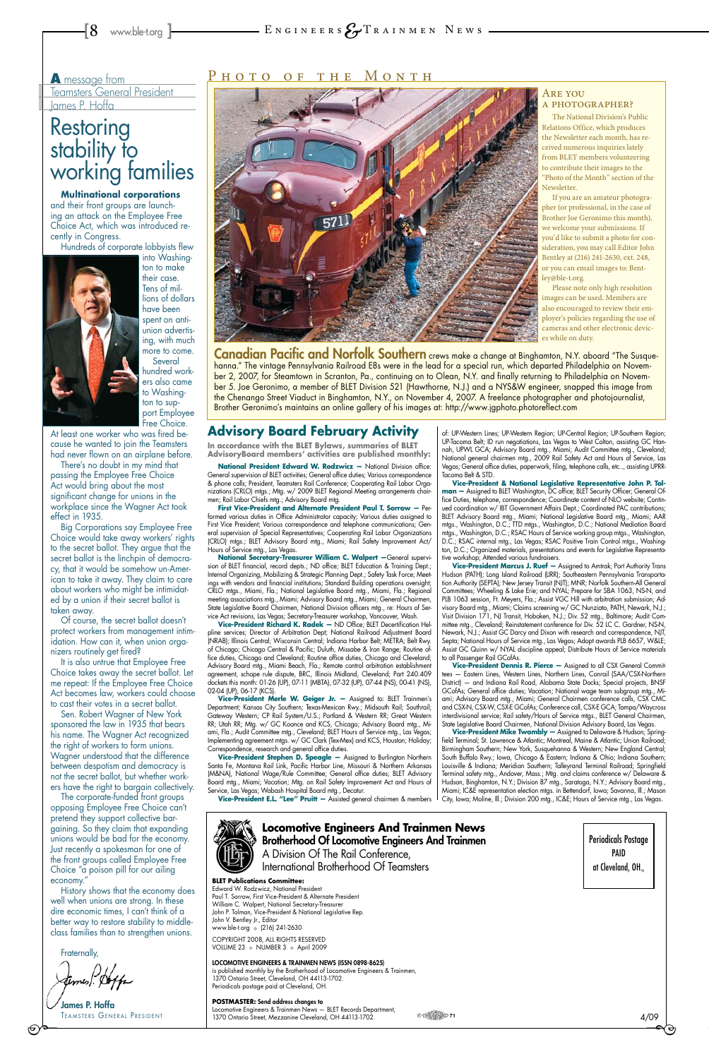**A** message from Teamsters General President James P. Hoffa

# Restoring stability to working families

**Multinational corporations** and their front groups are launching an attack on the Employee Free Choice Act, which was introduced recently in Congress.

Hundreds of corporate lobbyists flew into Washington to make their case. Tens of millions of dollars have been spent on anti-union advertising, with much more to come.

Several hundred workers also came to Washington to support Employee Free Choice. At least one worker who was fired because he wanted to join the Teamsters had never flown on an airplane before.

There's no doubt in my mind that passing the Employee Free Choice Act would bring about the most significant change for unions in the workplace since the Wagner Act took effect in 1935.

Big Corporations say Employee Free Choice would take away workers' rights to the secret ballot. They argue that the secret ballot is the linchpin of democracy, that it would be somehow un-American to take it away. They claim to care about workers who might be intimidated by a union if their secret ballot is taken away.

Of course, the secret ballot doesn't protect workers from management intimidation. How can it, when union organizers routinely get fired?

It is also untrue that Employee Free Choice takes away the secret ballot. Let me repeat: If the Employee Free Choice Act becomes law, workers could choose to cast their votes in a secret ballot.

Sen. Robert Wagner of New York sponsored the law in 1935 that bears his name. The Wagner Act recognized the right of workers to form unions. Wagner understood that the difference between despotism and democracy is not the secret ballot, but whether workers have the right to bargain collectively.

The corporate-funded front groups opposing Employee Free Choice can't pretend they support collective bargaining. So they claim that expanding unions would be bad for the economy. Just recently a spokesman for one of the front groups called Employee Free Choice "a poison pill for our ailing economy."

History shows that the economy does well when unions are strong. In these dire economic times, I can't think of a better way to restore stability to middle-class families than to strengthen unions.

Fraternally,

James P. Hoffa
TEAMSTERS GENERAL PRESIDENT

## Photo of the Month

**Canadian Pacific and Norfolk Southern** crews make a change at Binghamton, N.Y. aboard "The Susquehanna." The vintage Pennsylvania Railroad E8s were in the lead for a special run, which departed Philadelphia on November 2, 2007, for Steamtown in Scranton, Pa., continuing on to Olean, N.Y. and finally returning to Philadelphia on November 5. Joe Geronimo, a member of BLET Division 521 (Hawthorne, N.J.) and a NYS&W engineer, snapped this image from the Chenango Street Viaduct in Binghamton, N.Y., on November 4, 2007. A freelance photographer and photojournalist, Brother Geronimo's maintains an online gallery of his images at: http://www.jgphoto.photoreflect.com

### Are you a photographer?

The National Division's Public Relations Office, which produces the Newsletter each month, has received numerous inquiries lately from BLET members volunteering to contribute their images to the "Photo of the Month" section of the Newsletter.

If you are an amateur photographer (or professional, in the case of Brother Joe Geronimo this month), we welcome your submissions. If you'd like to submit a photo for consideration, you may call Editor John Bentley at (216) 241-2630, ext. 248, or you can email images to: bentley@ble-t.org.

Please note only high resolution images can be used. Members are also encouraged to review their employer's policies regarding the use of cameras and other electronic devices while on duty.

## Advisory Board February Activity

**In accordance with the BLET Bylaws, summaries of BLET AdvisoryBoard members' activities are published monthly:**

**National President Edward W. Rodzwicz —** National Division office: General supervision of BLET activities; General office duties; Various correspondence & phone calls; President, Teamsters Rail Conference; Cooperating Rail Labor Organizations (CRLO) mtgs.; Mtg. w/ 2009 BLET Regional Meeting arrangements chairmen; Rail Labor Chiefs mtg.; Advisory Board mtg.

**First Vice-President and Alternate President Paul T. Sorrow —** Performed various duties in Office Administrator capacity; Various duties assigned to First Vice President; Various correspondence and telephone communications; General supervision of Special Representatives; Cooperating Rail Labor Organizations (CRLO) mtgs.; BLET Advisory Board mtg., Miami; Rail Safety Improvement Act/Hours of Service mtg., Las Vegas.

**National Secretary-Treasurer William C. Walpert —**General supervision of BLET financial, record depts.; ND office; BLET Education & Training Dept.; Internal Organizing, Mobilizing & Strategic Planning Dept.; Safety Task Force; Meetings with vendors and financial institutions; Standard Building operations oversight; CRLO mtgs., Miami, Fla.; National Legislative Board mtg., Miami, Fla.; Regional meeting associations mtg., Miami; Advisory Board mtg., Miami; General Chairmen, State Legislative Board Chairmen, National Division officers mtg., re: Hours of Service Act revisions, Las Vegas; Secretary-Treasurer workshop, Vancouver, Wash.

**Vice-President Richard K. Radek —** ND Office; BLET Decertification Helpline services; Director of Arbitration Dept; National Railroad Adjustment Board (NRAB); Illinois Central; Wisconsin Central; Indiana Harbor Belt; METRA; Belt Rwy. of Chicago; Chicago Central & Pacific; Duluth, Missabe & Iron Range; Routine office duties, Chicago and Cleveland; Routine office duties, Chicago and Cleveland; Advisory Board mtg., Miami Beach, Fla.; Remote control arbitration establishment agreement, schope rule dispute, BRC, Illinois Midland, Cleveland; Part 240.409 dockets this month: 01-26 (UP), 07-11 (MBTA), 07-32 (UP), 07-44 (NS), 00-41 (NS), 02-04 (UP), 06-17 (KCS).

**Vice-President Merle W. Geiger Jr. —** Assigned to: BLET Trainmen's Department; Kansas City Southern; Texas-Mexican Rwy.; Midsouth Rail; Southrail; Gateway Western; CP Rail System/U.S.; Portland & Western RR; Great Western RR; Utah RR; Mtg. w/ GC Koonce and KCS, Chicago; Advisory Board mtg., Miami, Fla.; Audit Committee mtg., Cleveland; BLET Hours of Service mtg., Las Vegas; Implementing agreement mtgs. w/ GC Clark (Tex-Mex) and KCS, Houston; Holiday; Correspondence, research and general office duties.

**Vice-President Stephen D. Speagle —** Assigned to Burlington Northern Santa Fe, Montana Rail Link, Pacific Harbor Line, Missouri & Northern Arkansas (M&NA), National Wage/Rule Committee; General office duties; BLET Advisory Board mtg., Miami; Vacation; Mtg. on Rail Safety Improvement Act and Hours of Service, Las Vegas; Wabash Hospital Board mtg., Decatur.

**Vice-President E.L. "Lee" Pruitt —** Assisted general chairmen & members of: UP-Western Lines; UP-Western Region; UP-Central Region; UP-Southern Region; UP-Tacoma Belt; ID run negotiations, Las Vegas to West Colton, assisting GC Hannah, UPWL GCA; Advisory Board mtg., Miami; Audit Committee mtg., Cleveland; National general chairmen mtg., 2009 Rail Safety Act and Hours of Service, Las Vegas; General office duties, paperwork, filing, telephone calls, etc.., assisting UPRR-Tacoma Belt & STD.

**Vice-President & National Legislative Representative John P. Tolman —** Assigned to BLET Washington, DC office; BLET Security Officer; General Office Duties, telephone, correspondence; Coordinate content of NLO website; Continued coordination w/ IBT Government Affairs Dept.; Coordinated PAC contributions; BLET Advisory Board mtg., Miami; National Legislative Board mtg., Miami; AAR mtgs., Washington, D.C.; TTD mtgs., Washington, D.C.; National Mediation Board mtgs., Washington, D.C.; RSAC Hours of Service working group mtgs., Washington, D.C.; RSAC internal mtg., Las Vegas; RSAC Positive Train Control mtgs., Washington, D.C.; Organized materials, presentations and events for Legislative Representative workshop; Attended various fundraisers.

**Vice-President Marcus J. Ruef —** Assigned to Amtrak; Port Authority Trans Hudson (PATH); Long Island Railroad (LIRR); Southeastern Pennsylvania Transportation Authority (SEPTA); New Jersey Transit (NJT); MNR; Norfolk Southern-All General Committees; Wheeling & Lake Erie; and NYAL; Prepare for SBA 1063, NS-N, and PLB 1063 session, Ft. Meyers, Fla.; Assist VGC Hill with arbitration submission; Advisory Board mtg., Miami; Claims screening w/ GC Nunziato, PATH, Newark, N.J.; Visit Division 171, NJ Transit, Hoboken, N.J.; Div. 52 mtg., Baltimore; Audit Committee mtg., Cleveland; Reinstatement conference for Div. 52 LC C. Gardner, NS-N, Newark, N.J.; Assist GC Darcy and Dixon with research and correspondence, NJT, Septa; National Hours of Service mtg., Las Vegas; Adopt awards PLB 6657, W&LE; Assist GC Quinn w/ NYAL discipline appeal; Distribute Hours of Service materials to all Passenger Rail GCofAs.

**Vice-President Dennis R. Pierce —** Assigned to all CSX General Committees — Eastern Lines, Western Lines, Northern Lines, Conrail (SAA/CSX-Northern District) — and Indiana Rail Road, Alabama State Docks; Special projects, BNSF GCofAs; General office duties; Vacation; National wage team subgroup mtg., Miami; Advisory Board mtg., Miami; General Chairmen conference calls, CSX CMC and CSX-N, CSX-W, CSX-E GCofAs; Conference call, CSX-E GCA; Tampa/Waycross interdivisional service; Rail safety/Hours of Service mtgs., BLET General Chairmen, State Legislative Board Chairmen, National Division Advisory Board, Las Vegas.

**Vice-President Mike Twombly —** Assigned to Delaware & Hudson; Springfield Terminal; St. Lawrence & Atlantic; Montreal, Maine & Atlantic; Union Railroad; Birmingham Southern; New York, Susquehanna & Western; New England Central; South Buffalo Rwy.; Iowa, Chicago & Eastern; Indiana & Ohio; Indiana Southern; Louisville & Indiana; Meridian Southern; Talleyrand Terminal Railroad; Springfield Terminal safety mtg., Andover, Mass.; Mtg. and claims conference w/ Delaware & Hudson, Binghamton, N.Y.; Division 87 mtg., Saratoga, N.Y.; Advisory Board mtg., Miami; IC&E representation election mtgs. in Bettendorf, Iowa; Savanna, Ill.; Mason City, Iowa; Moline, Ill.; Division 200 mtg., IC&E; Hours of Service mtg., Las Vegas.

---

**Locomotive Engineers And Trainmen News**
**Brotherhood Of Locomotive Engineers And Trainmen**
A Division Of The Rail Conference,
International Brotherhood Of Teamsters

**BLET Publications Committee:**
Edward W. Rodzwicz, National President
Paul T. Sorrow, First Vice-President & Alternate President
William C. Walpert, National Secretary-Treasurer
John P. Tolman, Vice-President & National Legislative Rep.
John V. Bentley Jr., Editor
www.ble-t.org ◆ (216) 241-2630

COPYRIGHT 2008, ALL RIGHTS RESERVED
VOLUME 23 ◆ NUMBER 3 ◆ April 2009

**LOCOMOTIVE ENGINEERS & TRAINMEN NEWS (ISSN 0898-8625)**
is published monthly by the Brotherhood of Locomotive Engineers & Trainmen, 1370 Ontario Street, Cleveland, OH 44113-1702.
Periodicals postage paid at Cleveland, OH.

**POSTMASTER: Send address changes to**
Locomotive Engineers & Trainmen News — BLET Records Department, 1370 Ontario Street, Mezzanine Cleveland, OH 44113-1702.

Periodicals Postage PAID at Cleveland, OH.,

4/09